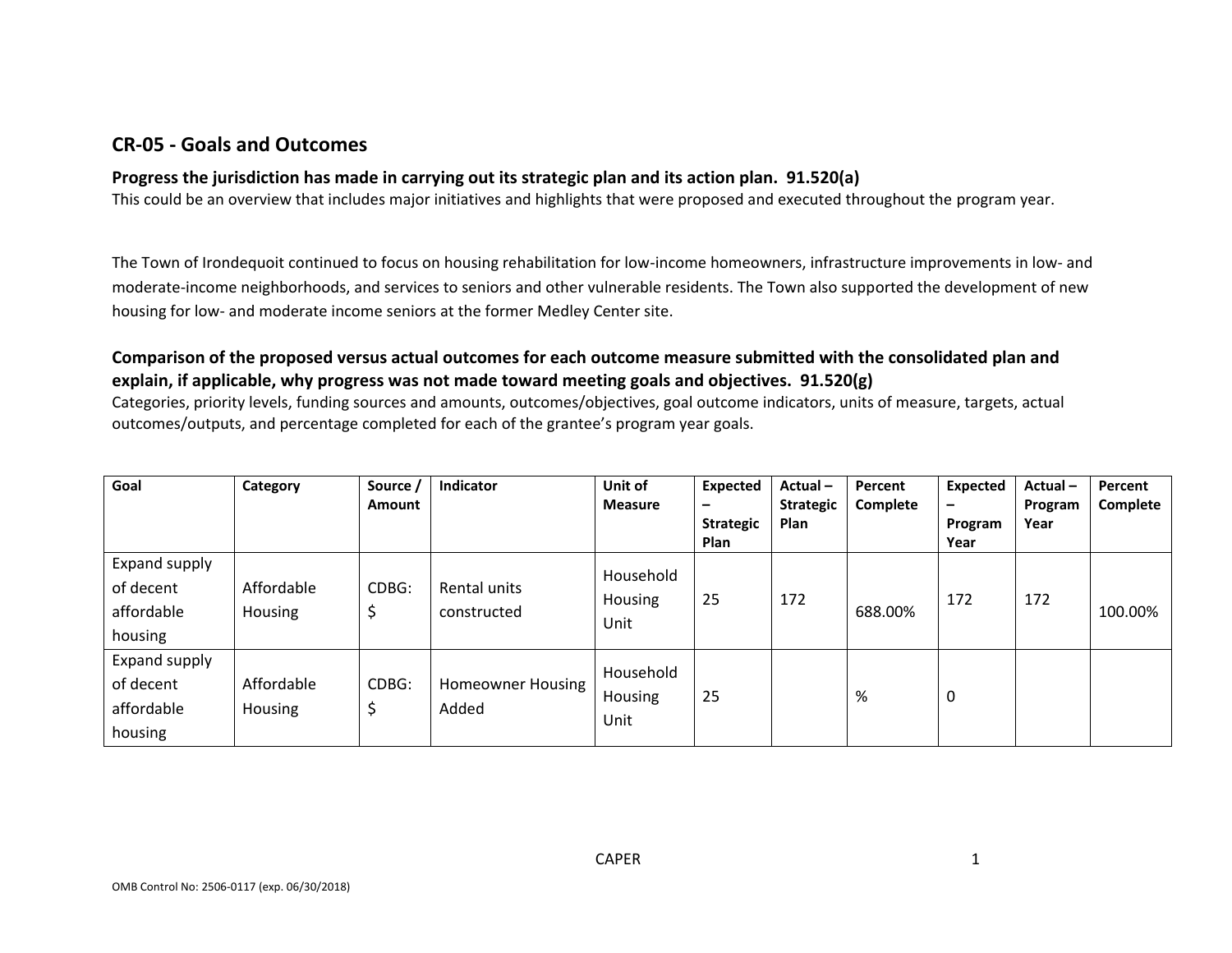## CR-05 - Goals and Outcomes

**Progress the jurisdiction has made in carrying out its strategic plan and its action plan. 91.520(a)**

This could be an overview that includes major initiatives and highlights that were proposed and executed throughout the program year.

The Town of Irondequoit continued to focus on housing rehabilitation for low-income homeowners, infrastructure improvements in low- and moderate-income neighborhoods, and services to seniors and other vulnerable residents. The Town also supported the development of new housing for low- and moderate income seniors at the former Medley Center site.

### Comparison of the proposed versus actual outcomes for each outcome measure submitted with the consolidated plan and explain, if applicable, why progress was not made toward meeting goals and objectives. 91.520(g)

Categories, priority levels, funding sources and amounts, outcomes/objectives, goal outcome indicators, units of measure, targets, actual outcomes/outputs, and percentage completed for each of the grantee's program year goals.

| Goal | Category | Source / Amount | Indicator | Unit of Measure | Expected – Strategic Plan | Actual – Strategic Plan | Percent Complete | Expected – Program Year | Actual – Program Year | Percent Complete |
|---|---|---|---|---|---|---|---|---|---|---|
| Expand supply of decent affordable housing | Affordable Housing | CDBG: $ | Rental units constructed | Household Housing Unit | 25 | 172 | 688.00% | 172 | 172 | 100.00% |
| Expand supply of decent affordable housing | Affordable Housing | CDBG: $ | Homeowner Housing Added | Household Housing Unit | 25 | | % | 0 | | |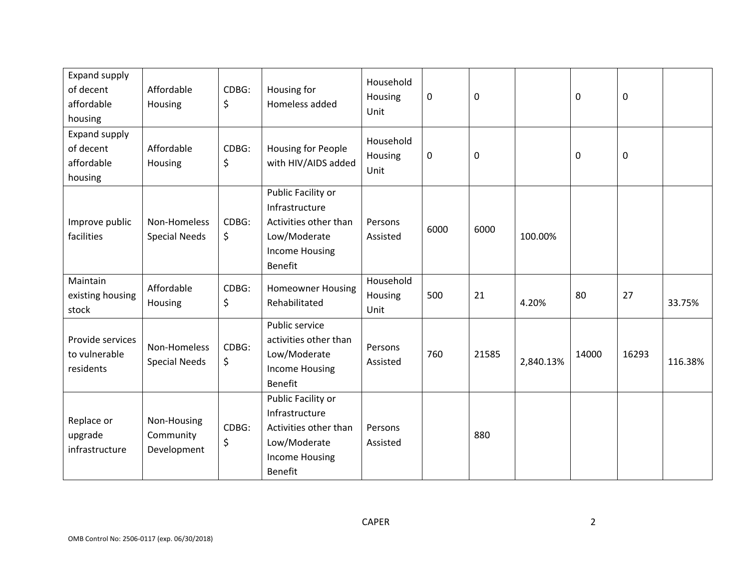| Expand supply of decent affordable housing | Affordable Housing | CDBG: $ | Housing for Homeless added | Household Housing Unit | 0 | 0 | | 0 | 0 | |
|---|---|---|---|---|---|---|---|---|---|---|
| Expand supply of decent affordable housing | Affordable Housing | CDBG: $ | Housing for People with HIV/AIDS added | Household Housing Unit | 0 | 0 | | 0 | 0 | |
| Improve public facilities | Non-Homeless Special Needs | CDBG: $ | Public Facility or Infrastructure Activities other than Low/Moderate Income Housing Benefit | Persons Assisted | 6000 | 6000 | 100.00% | | | |
| Maintain existing housing stock | Affordable Housing | CDBG: $ | Homeowner Housing Rehabilitated | Household Housing Unit | 500 | 21 | 4.20% | 80 | 27 | 33.75% |
| Provide services to vulnerable residents | Non-Homeless Special Needs | CDBG: $ | Public service activities other than Low/Moderate Income Housing Benefit | Persons Assisted | 760 | 21585 | 2,840.13% | 14000 | 16293 | 116.38% |
| Replace or upgrade infrastructure | Non-Housing Community Development | CDBG: $ | Public Facility or Infrastructure Activities other than Low/Moderate Income Housing Benefit | Persons Assisted | | 880 | | | | |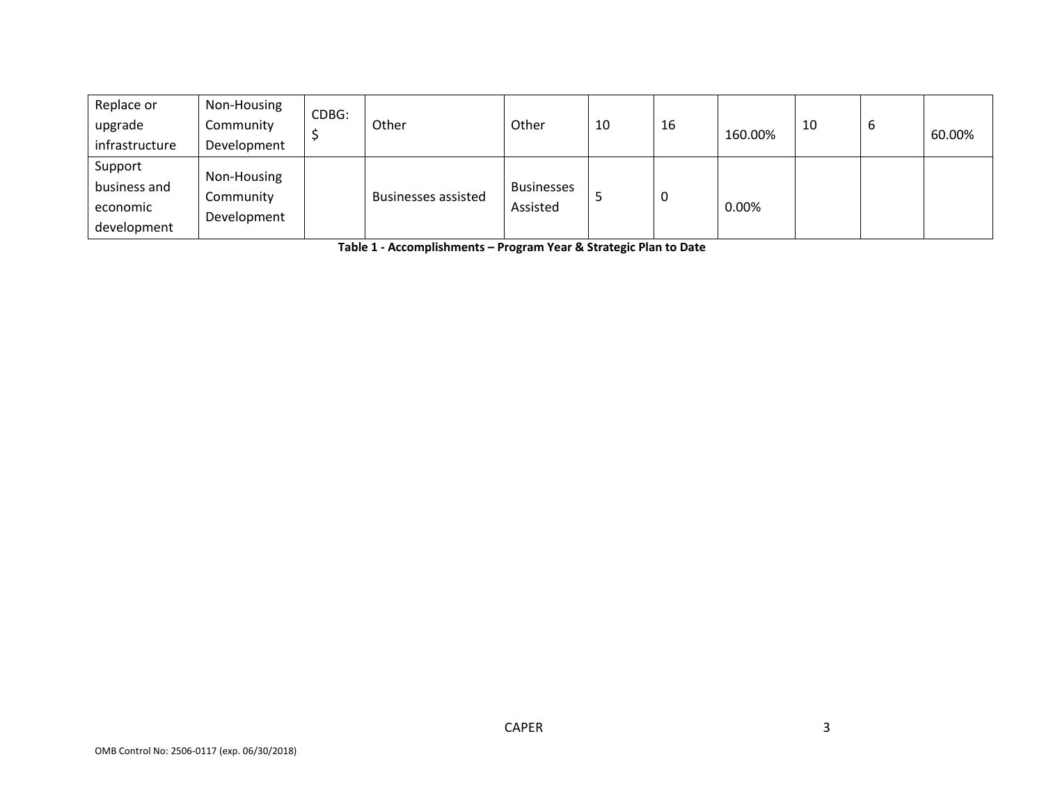| Replace or upgrade infrastructure | Non-Housing Community Development | CDBG: $ | Other | Other | 10 | 16 | 160.00% | 10 | 6 | 60.00% |
|---|---|---|---|---|---|---|---|---|---|---|
| Support business and economic development | Non-Housing Community Development | | Businesses assisted | Businesses Assisted | 5 | 0 | 0.00% | | | |

**Table 1 - Accomplishments – Program Year & Strategic Plan to Date**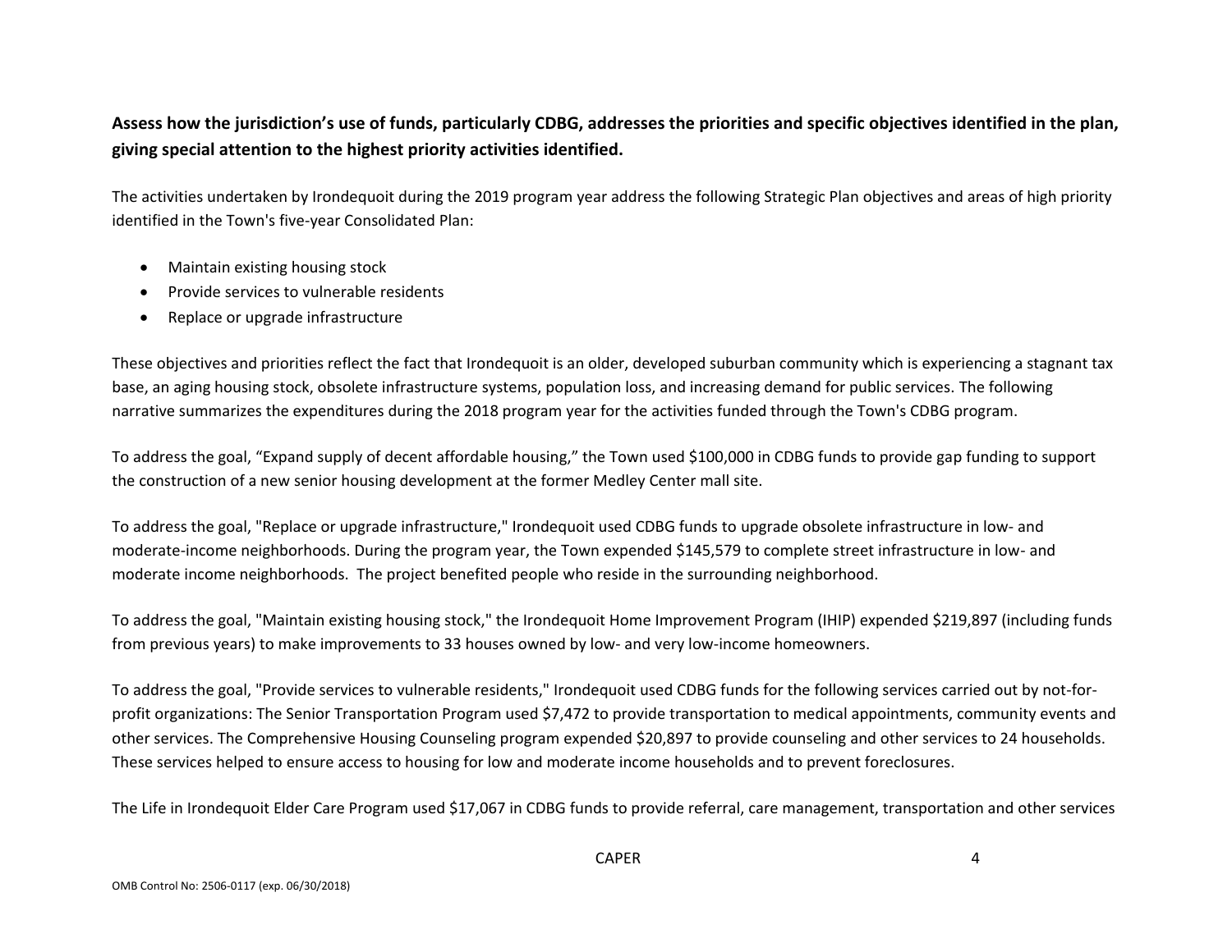**Assess how the jurisdiction's use of funds, particularly CDBG, addresses the priorities and specific objectives identified in the plan, giving special attention to the highest priority activities identified.**

The activities undertaken by Irondequoit during the 2019 program year address the following Strategic Plan objectives and areas of high priority identified in the Town's five-year Consolidated Plan:

- Maintain existing housing stock
- Provide services to vulnerable residents
- Replace or upgrade infrastructure

These objectives and priorities reflect the fact that Irondequoit is an older, developed suburban community which is experiencing a stagnant tax base, an aging housing stock, obsolete infrastructure systems, population loss, and increasing demand for public services. The following narrative summarizes the expenditures during the 2018 program year for the activities funded through the Town's CDBG program.

To address the goal, "Expand supply of decent affordable housing," the Town used $100,000 in CDBG funds to provide gap funding to support the construction of a new senior housing development at the former Medley Center mall site.

To address the goal, "Replace or upgrade infrastructure," Irondequoit used CDBG funds to upgrade obsolete infrastructure in low- and moderate-income neighborhoods. During the program year, the Town expended $145,579 to complete street infrastructure in low- and moderate income neighborhoods. The project benefited people who reside in the surrounding neighborhood.

To address the goal, "Maintain existing housing stock," the Irondequoit Home Improvement Program (IHIP) expended $219,897 (including funds from previous years) to make improvements to 33 houses owned by low- and very low-income homeowners.

To address the goal, "Provide services to vulnerable residents," Irondequoit used CDBG funds for the following services carried out by not-for-profit organizations: The Senior Transportation Program used $7,472 to provide transportation to medical appointments, community events and other services. The Comprehensive Housing Counseling program expended $20,897 to provide counseling and other services to 24 households. These services helped to ensure access to housing for low and moderate income households and to prevent foreclosures.

The Life in Irondequoit Elder Care Program used $17,067 in CDBG funds to provide referral, care management, transportation and other services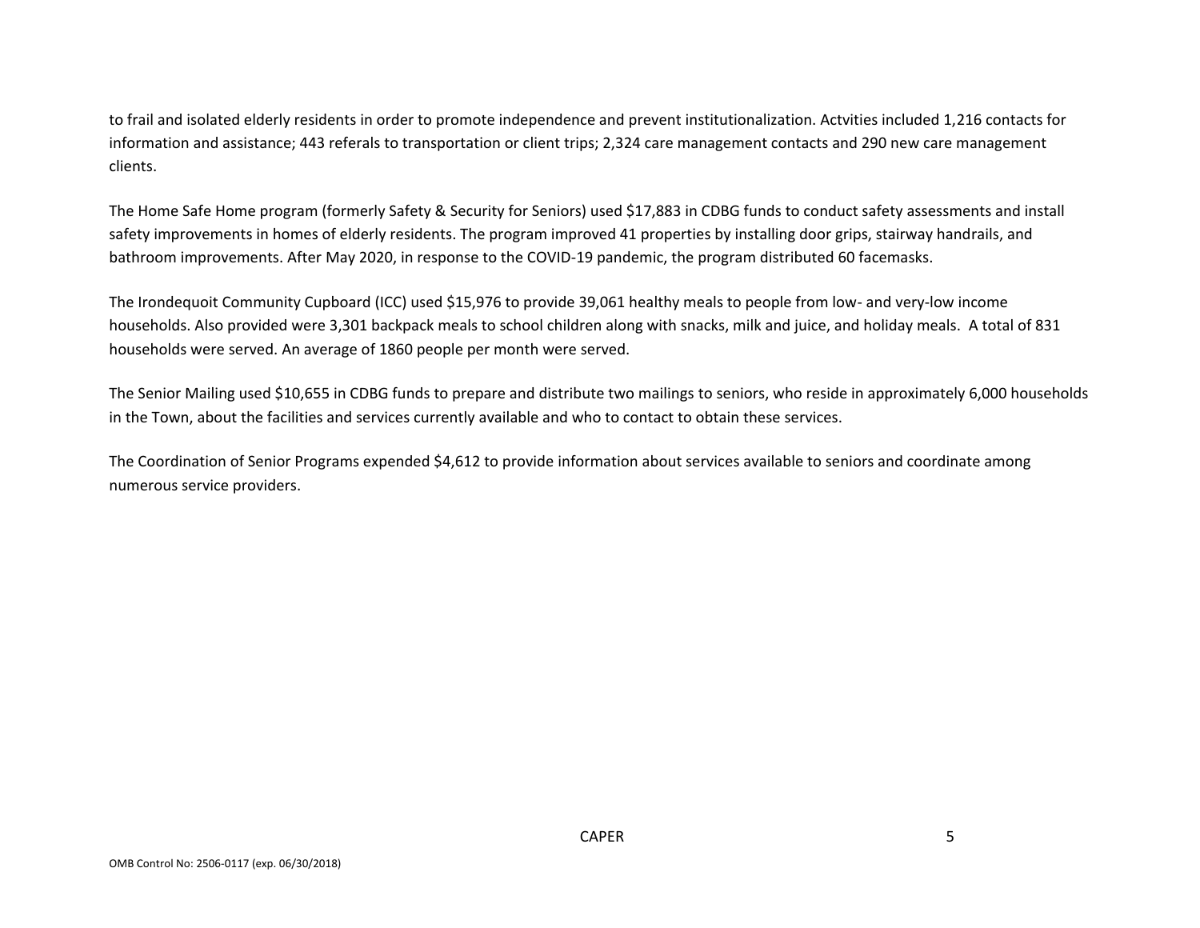to frail and isolated elderly residents in order to promote independence and prevent institutionalization. Actvities included 1,216 contacts for information and assistance; 443 referals to transportation or client trips; 2,324 care management contacts and 290 new care management clients.

The Home Safe Home program (formerly Safety & Security for Seniors) used $17,883 in CDBG funds to conduct safety assessments and install safety improvements in homes of elderly residents. The program improved 41 properties by installing door grips, stairway handrails, and bathroom improvements. After May 2020, in response to the COVID-19 pandemic, the program distributed 60 facemasks.

The Irondequoit Community Cupboard (ICC) used $15,976 to provide 39,061 healthy meals to people from low- and very-low income households. Also provided were 3,301 backpack meals to school children along with snacks, milk and juice, and holiday meals. A total of 831 households were served. An average of 1860 people per month were served.

The Senior Mailing used $10,655 in CDBG funds to prepare and distribute two mailings to seniors, who reside in approximately 6,000 households in the Town, about the facilities and services currently available and who to contact to obtain these services.

The Coordination of Senior Programs expended $4,612 to provide information about services available to seniors and coordinate among numerous service providers.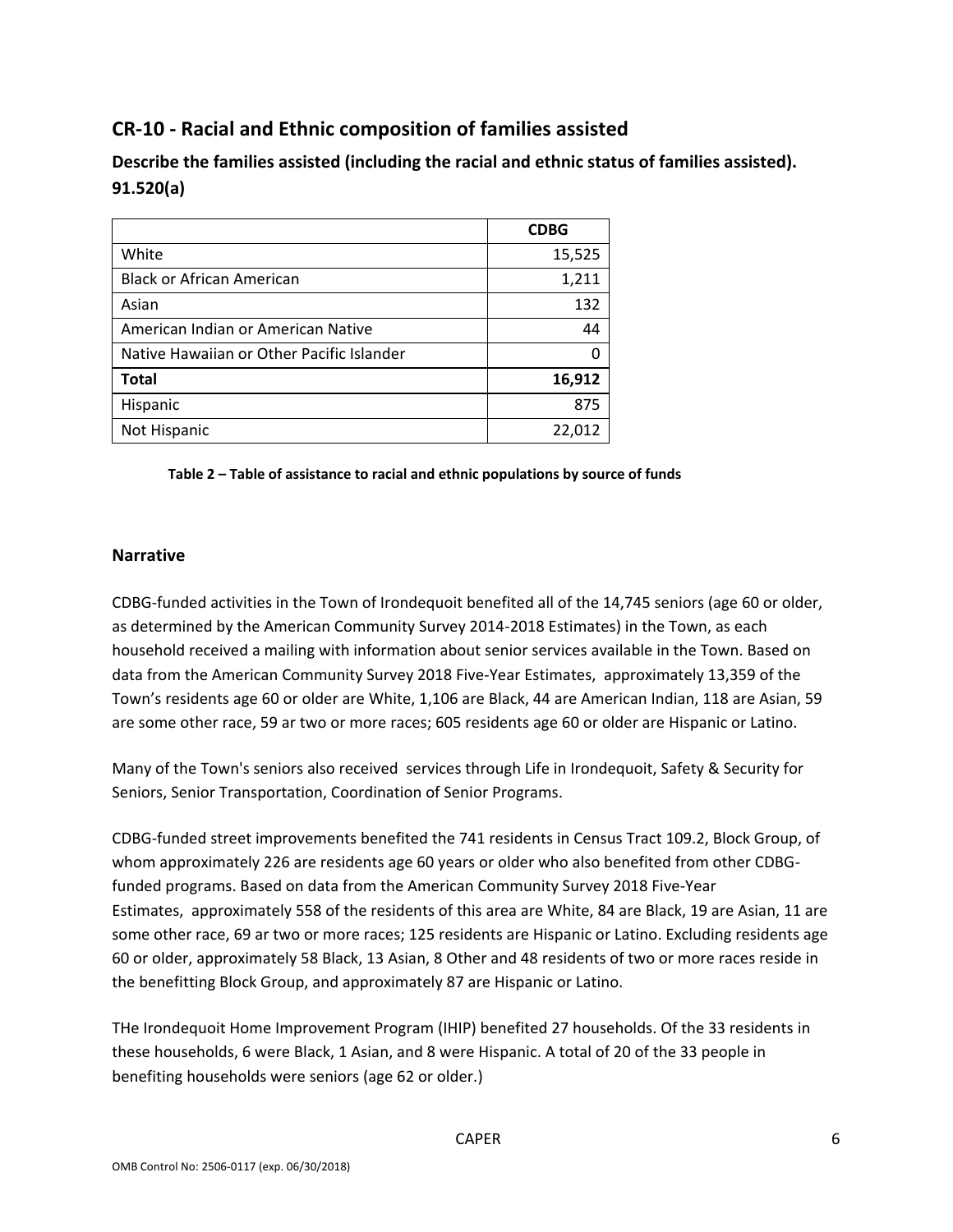## CR-10 - Racial and Ethnic composition of families assisted

### Describe the families assisted (including the racial and ethnic status of families assisted). 91.520(a)

| | **CDBG** |
|---|---|
| White | 15,525 |
| Black or African American | 1,211 |
| Asian | 132 |
| American Indian or American Native | 44 |
| Native Hawaiian or Other Pacific Islander | 0 |
| **Total** | **16,912** |
| Hispanic | 875 |
| Not Hispanic | 22,012 |

**Table 2 – Table of assistance to racial and ethnic populations by source of funds**

### Narrative

CDBG-funded activities in the Town of Irondequoit benefited all of the 14,745 seniors (age 60 or older, as determined by the American Community Survey 2014-2018 Estimates) in the Town, as each household received a mailing with information about senior services available in the Town. Based on data from the American Community Survey 2018 Five-Year Estimates, approximately 13,359 of the Town's residents age 60 or older are White, 1,106 are Black, 44 are American Indian, 118 are Asian, 59 are some other race, 59 ar two or more races; 605 residents age 60 or older are Hispanic or Latino.

Many of the Town's seniors also received services through Life in Irondequoit, Safety & Security for Seniors, Senior Transportation, Coordination of Senior Programs.

CDBG-funded street improvements benefited the 741 residents in Census Tract 109.2, Block Group, of whom approximately 226 are residents age 60 years or older who also benefited from other CDBG-funded programs. Based on data from the American Community Survey 2018 Five-Year Estimates, approximately 558 of the residents of this area are White, 84 are Black, 19 are Asian, 11 are some other race, 69 ar two or more races; 125 residents are Hispanic or Latino. Excluding residents age 60 or older, approximately 58 Black, 13 Asian, 8 Other and 48 residents of two or more races reside in the benefitting Block Group, and approximately 87 are Hispanic or Latino.

THe Irondequoit Home Improvement Program (IHIP) benefited 27 households. Of the 33 residents in these households, 6 were Black, 1 Asian, and 8 were Hispanic. A total of 20 of the 33 people in benefiting households were seniors (age 62 or older.)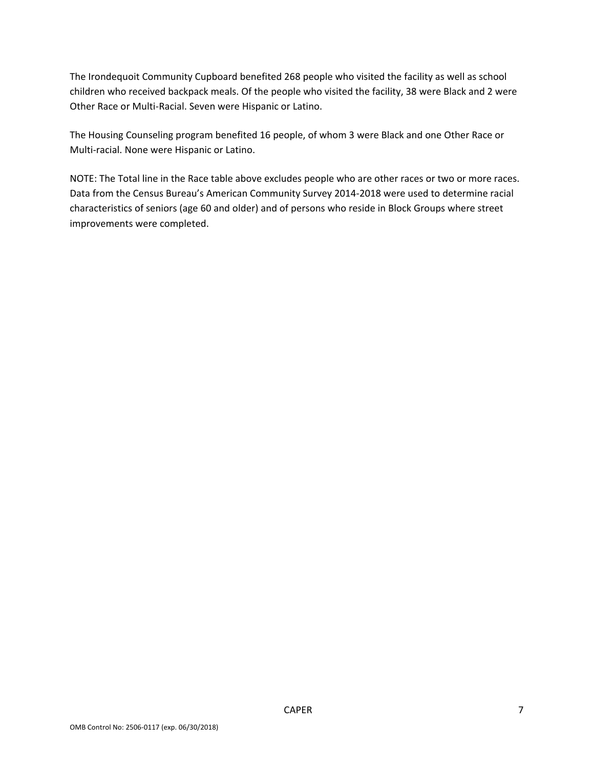The Irondequoit Community Cupboard benefited 268 people who visited the facility as well as school children who received backpack meals. Of the people who visited the facility, 38 were Black and 2 were Other Race or Multi-Racial. Seven were Hispanic or Latino.

The Housing Counseling program benefited 16 people, of whom 3 were Black and one Other Race or Multi-racial. None were Hispanic or Latino.

NOTE: The Total line in the Race table above excludes people who are other races or two or more races. Data from the Census Bureau's American Community Survey 2014-2018 were used to determine racial characteristics of seniors (age 60 and older) and of persons who reside in Block Groups where street improvements were completed.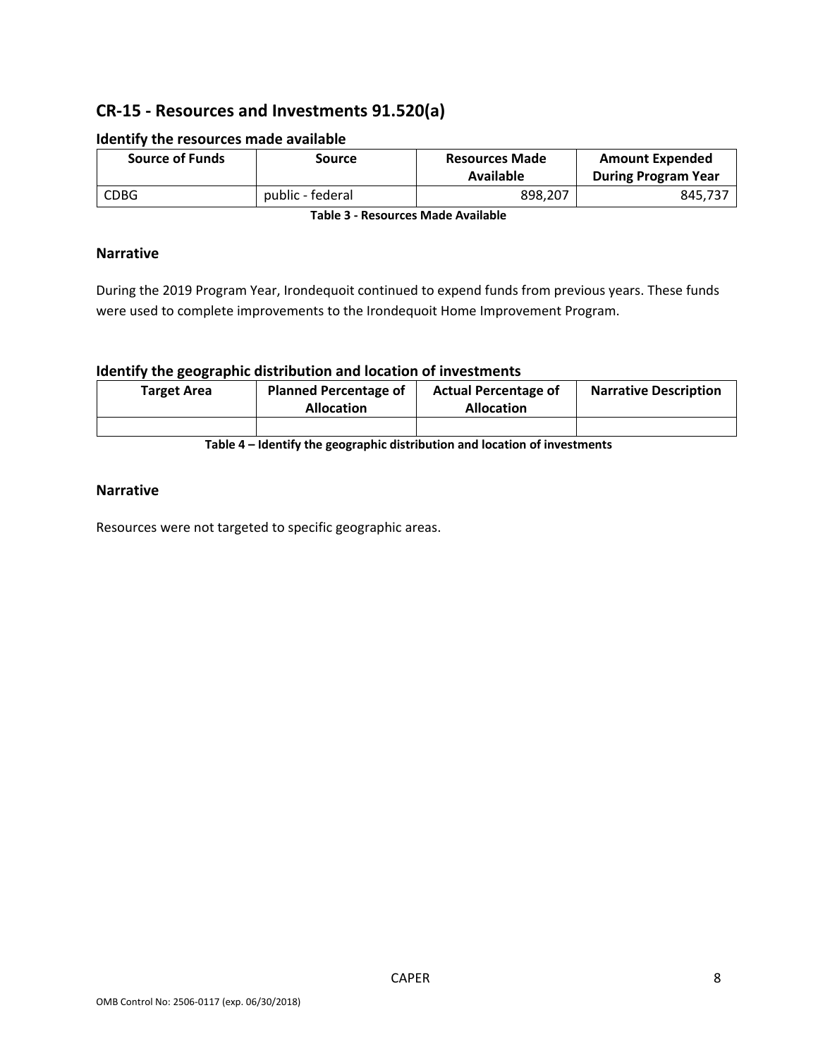## CR-15 - Resources and Investments 91.520(a)

### Identify the resources made available

| Source of Funds | Source | Resources Made Available | Amount Expended During Program Year |
|---|---|---|---|
| CDBG | public - federal | 898,207 | 845,737 |

**Table 3 - Resources Made Available**

### Narrative

During the 2019 Program Year, Irondequoit continued to expend funds from previous years. These funds were used to complete improvements to the Irondequoit Home Improvement Program.

### Identify the geographic distribution and location of investments

| Target Area | Planned Percentage of Allocation | Actual Percentage of Allocation | Narrative Description |
|---|---|---|---|
| | | | |

**Table 4 – Identify the geographic distribution and location of investments**

### Narrative

Resources were not targeted to specific geographic areas.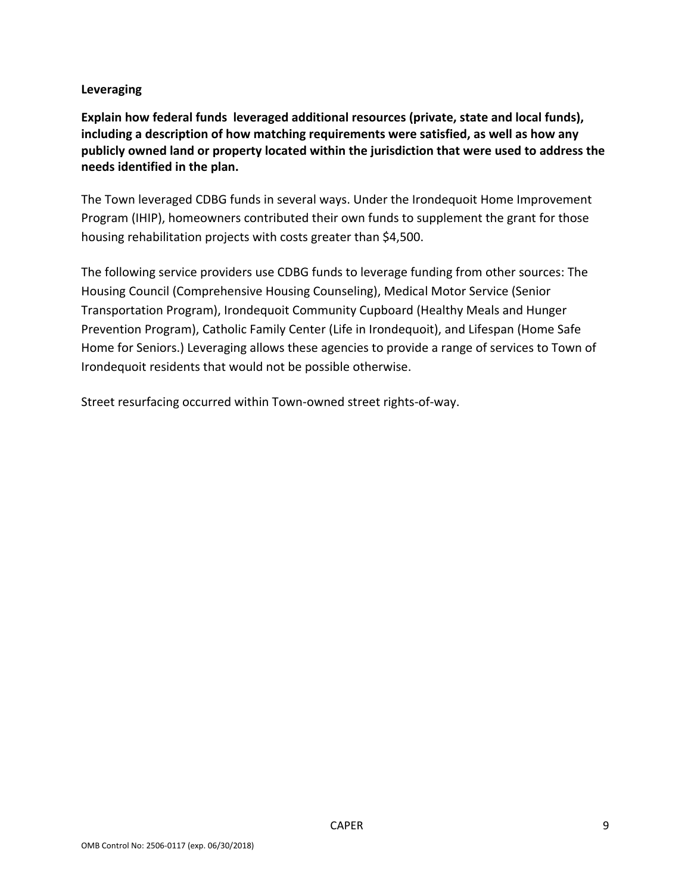**Leveraging**

**Explain how federal funds leveraged additional resources (private, state and local funds), including a description of how matching requirements were satisfied, as well as how any publicly owned land or property located within the jurisdiction that were used to address the needs identified in the plan.**

The Town leveraged CDBG funds in several ways. Under the Irondequoit Home Improvement Program (IHIP), homeowners contributed their own funds to supplement the grant for those housing rehabilitation projects with costs greater than $4,500.

The following service providers use CDBG funds to leverage funding from other sources: The Housing Council (Comprehensive Housing Counseling), Medical Motor Service (Senior Transportation Program), Irondequoit Community Cupboard (Healthy Meals and Hunger Prevention Program), Catholic Family Center (Life in Irondequoit), and Lifespan (Home Safe Home for Seniors.) Leveraging allows these agencies to provide a range of services to Town of Irondequoit residents that would not be possible otherwise.

Street resurfacing occurred within Town-owned street rights-of-way.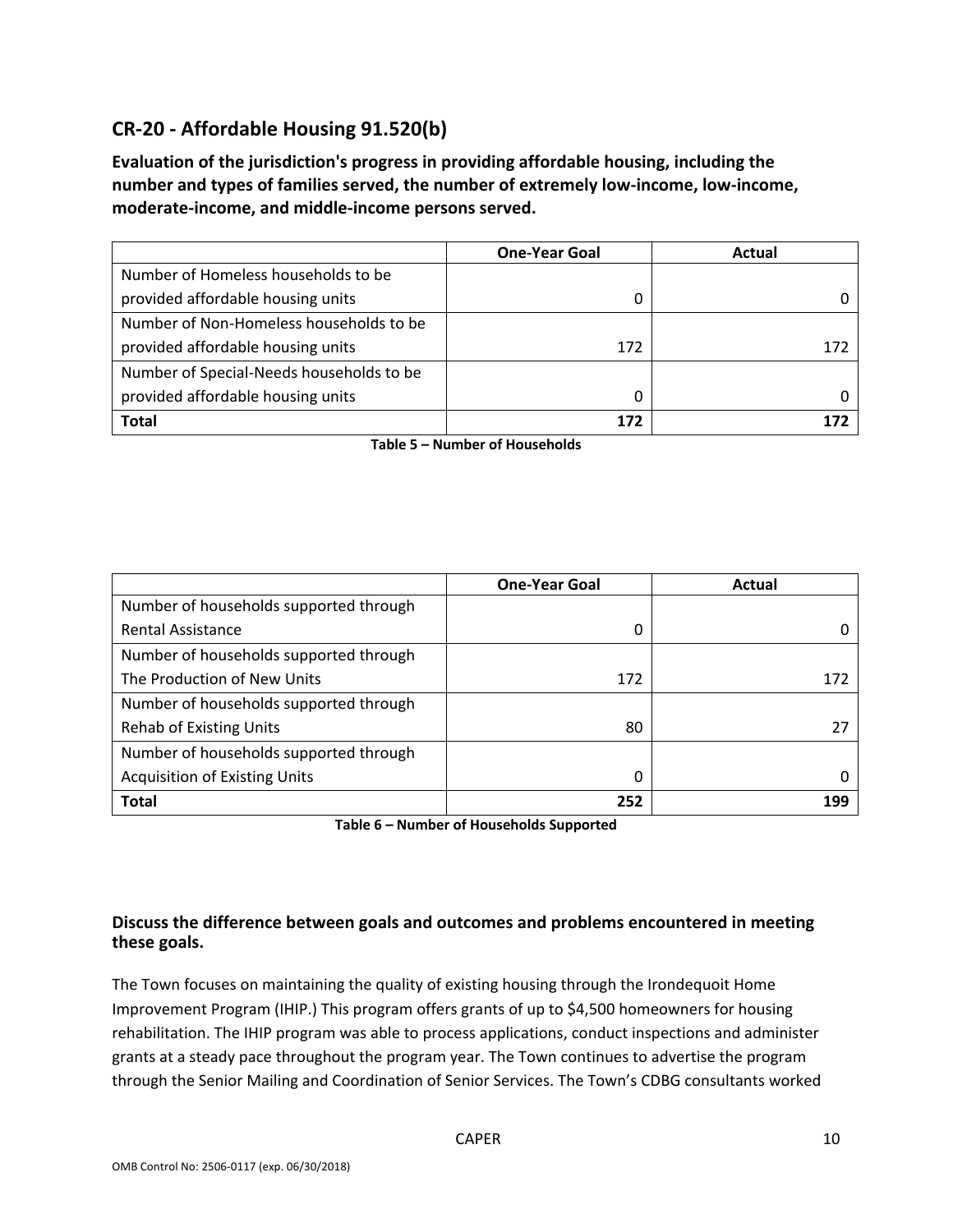## CR-20 - Affordable Housing 91.520(b)

**Evaluation of the jurisdiction's progress in providing affordable housing, including the number and types of families served, the number of extremely low-income, low-income, moderate-income, and middle-income persons served.**

| | One-Year Goal | Actual |
|---|---|---|
| Number of Homeless households to be provided affordable housing units | 0 | 0 |
| Number of Non-Homeless households to be provided affordable housing units | 172 | 172 |
| Number of Special-Needs households to be provided affordable housing units | 0 | 0 |
| **Total** | **172** | **172** |

**Table 5 – Number of Households**

| | One-Year Goal | Actual |
|---|---|---|
| Number of households supported through Rental Assistance | 0 | 0 |
| Number of households supported through The Production of New Units | 172 | 172 |
| Number of households supported through Rehab of Existing Units | 80 | 27 |
| Number of households supported through Acquisition of Existing Units | 0 | 0 |
| **Total** | **252** | **199** |

**Table 6 – Number of Households Supported**

**Discuss the difference between goals and outcomes and problems encountered in meeting these goals.**

The Town focuses on maintaining the quality of existing housing through the Irondequoit Home Improvement Program (IHIP.) This program offers grants of up to $4,500 homeowners for housing rehabilitation. The IHIP program was able to process applications, conduct inspections and administer grants at a steady pace throughout the program year. The Town continues to advertise the program through the Senior Mailing and Coordination of Senior Services. The Town's CDBG consultants worked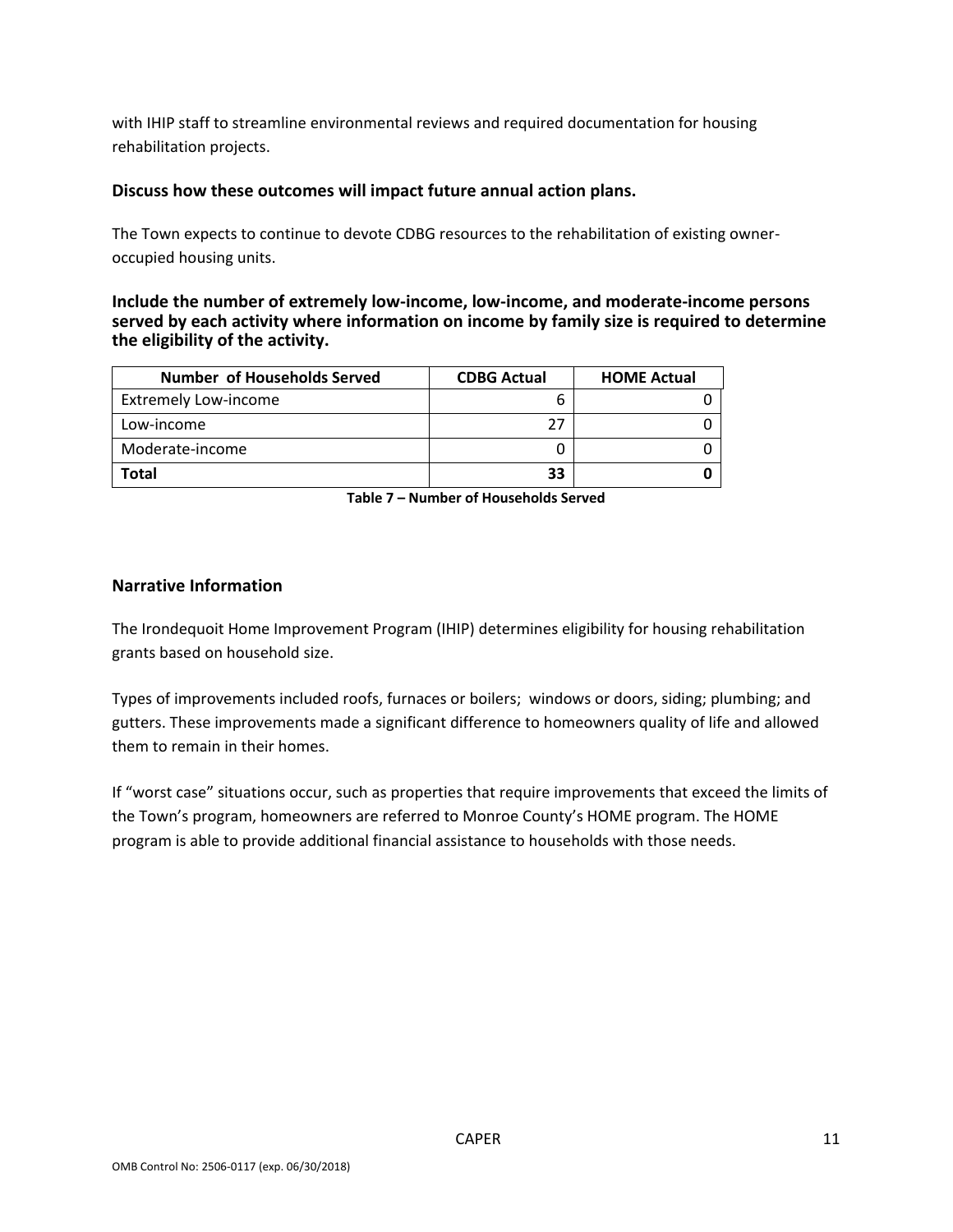with IHIP staff to streamline environmental reviews and required documentation for housing rehabilitation projects.

### Discuss how these outcomes will impact future annual action plans.

The Town expects to continue to devote CDBG resources to the rehabilitation of existing owner-occupied housing units.

### Include the number of extremely low-income, low-income, and moderate-income persons served by each activity where information on income by family size is required to determine the eligibility of the activity.

| Number of Households Served | CDBG Actual | HOME Actual |
| --- | --- | --- |
| Extremely Low-income | 6 | 0 |
| Low-income | 27 | 0 |
| Moderate-income | 0 | 0 |
| **Total** | **33** | **0** |

**Table 7 – Number of Households Served**

### Narrative Information

The Irondequoit Home Improvement Program (IHIP) determines eligibility for housing rehabilitation grants based on household size.

Types of improvements included roofs, furnaces or boilers; windows or doors, siding; plumbing; and gutters. These improvements made a significant difference to homeowners quality of life and allowed them to remain in their homes.

If "worst case" situations occur, such as properties that require improvements that exceed the limits of the Town's program, homeowners are referred to Monroe County's HOME program. The HOME program is able to provide additional financial assistance to households with those needs.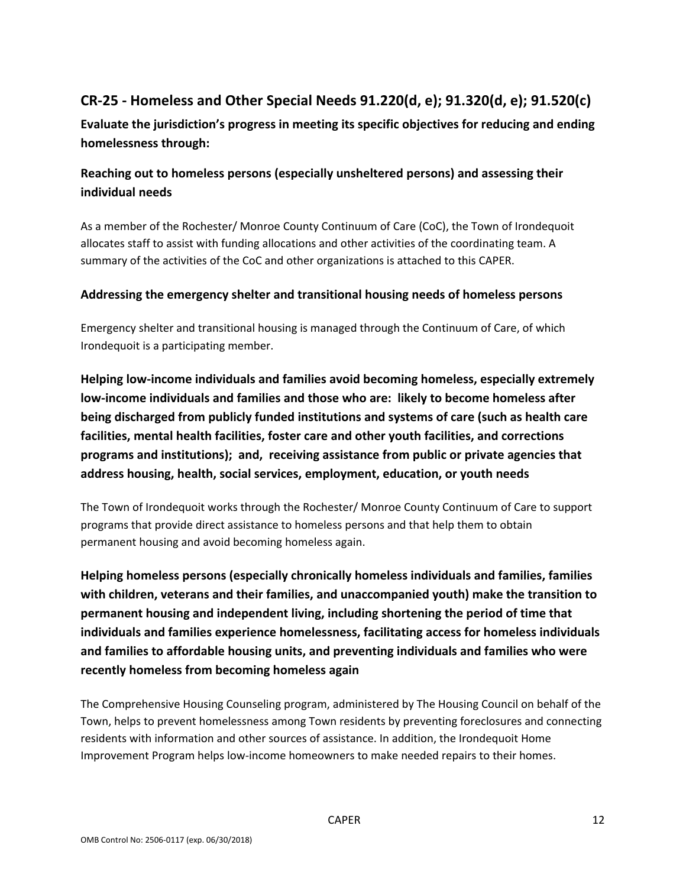## CR-25 - Homeless and Other Special Needs 91.220(d, e); 91.320(d, e); 91.520(c)

**Evaluate the jurisdiction's progress in meeting its specific objectives for reducing and ending homelessness through:**

### Reaching out to homeless persons (especially unsheltered persons) and assessing their individual needs

As a member of the Rochester/ Monroe County Continuum of Care (CoC), the Town of Irondequoit allocates staff to assist with funding allocations and other activities of the coordinating team. A summary of the activities of the CoC and other organizations is attached to this CAPER.

### Addressing the emergency shelter and transitional housing needs of homeless persons

Emergency shelter and transitional housing is managed through the Continuum of Care, of which Irondequoit is a participating member.

### Helping low-income individuals and families avoid becoming homeless, especially extremely low-income individuals and families and those who are: likely to become homeless after being discharged from publicly funded institutions and systems of care (such as health care facilities, mental health facilities, foster care and other youth facilities, and corrections programs and institutions); and, receiving assistance from public or private agencies that address housing, health, social services, employment, education, or youth needs

The Town of Irondequoit works through the Rochester/ Monroe County Continuum of Care to support programs that provide direct assistance to homeless persons and that help them to obtain permanent housing and avoid becoming homeless again.

### Helping homeless persons (especially chronically homeless individuals and families, families with children, veterans and their families, and unaccompanied youth) make the transition to permanent housing and independent living, including shortening the period of time that individuals and families experience homelessness, facilitating access for homeless individuals and families to affordable housing units, and preventing individuals and families who were recently homeless from becoming homeless again

The Comprehensive Housing Counseling program, administered by The Housing Council on behalf of the Town, helps to prevent homelessness among Town residents by preventing foreclosures and connecting residents with information and other sources of assistance. In addition, the Irondequoit Home Improvement Program helps low-income homeowners to make needed repairs to their homes.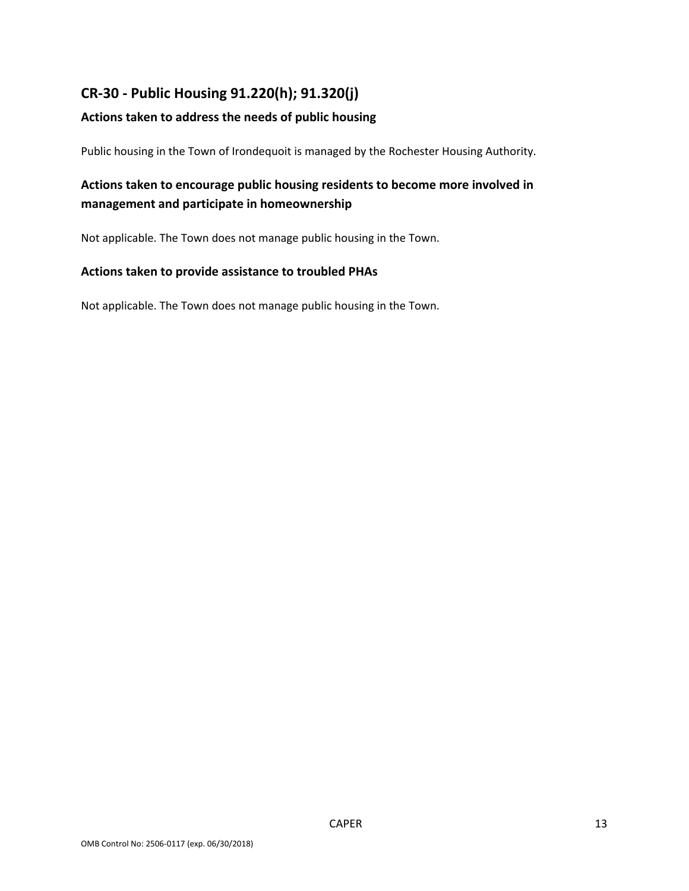## CR-30 - Public Housing 91.220(h); 91.320(j)

### Actions taken to address the needs of public housing

Public housing in the Town of Irondequoit is managed by the Rochester Housing Authority.

### Actions taken to encourage public housing residents to become more involved in management and participate in homeownership

Not applicable. The Town does not manage public housing in the Town.

### Actions taken to provide assistance to troubled PHAs

Not applicable. The Town does not manage public housing in the Town.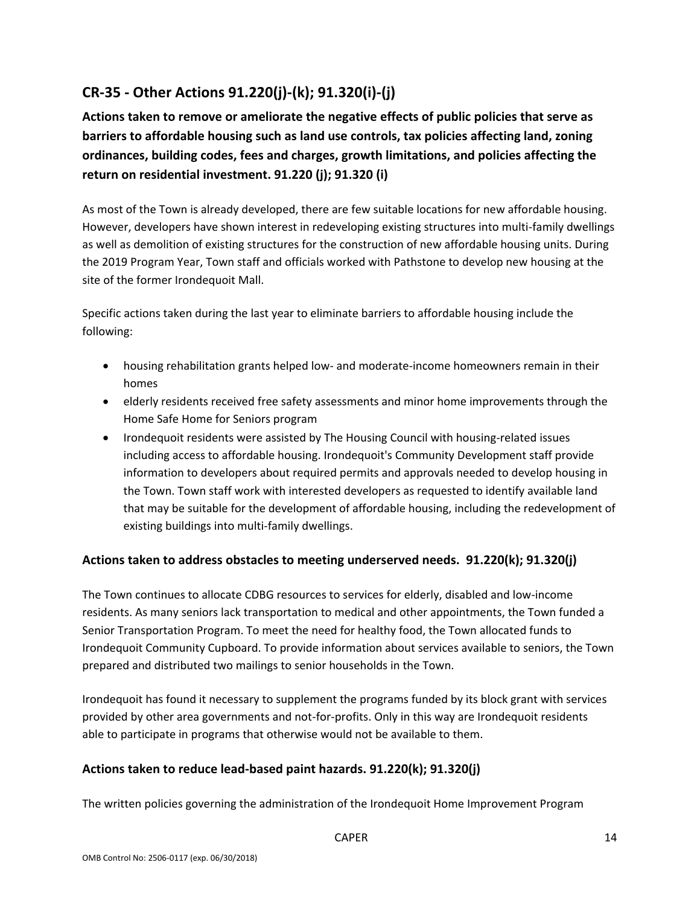## CR-35 - Other Actions 91.220(j)-(k); 91.320(i)-(j)

**Actions taken to remove or ameliorate the negative effects of public policies that serve as barriers to affordable housing such as land use controls, tax policies affecting land, zoning ordinances, building codes, fees and charges, growth limitations, and policies affecting the return on residential investment. 91.220 (j); 91.320 (i)**

As most of the Town is already developed, there are few suitable locations for new affordable housing. However, developers have shown interest in redeveloping existing structures into multi-family dwellings as well as demolition of existing structures for the construction of new affordable housing units. During the 2019 Program Year, Town staff and officials worked with Pathstone to develop new housing at the site of the former Irondequoit Mall.

Specific actions taken during the last year to eliminate barriers to affordable housing include the following:

- housing rehabilitation grants helped low- and moderate-income homeowners remain in their homes
- elderly residents received free safety assessments and minor home improvements through the Home Safe Home for Seniors program
- Irondequoit residents were assisted by The Housing Council with housing-related issues including access to affordable housing. Irondequoit's Community Development staff provide information to developers about required permits and approvals needed to develop housing in the Town. Town staff work with interested developers as requested to identify available land that may be suitable for the development of affordable housing, including the redevelopment of existing buildings into multi-family dwellings.

### Actions taken to address obstacles to meeting underserved needs. 91.220(k); 91.320(j)

The Town continues to allocate CDBG resources to services for elderly, disabled and low-income residents. As many seniors lack transportation to medical and other appointments, the Town funded a Senior Transportation Program. To meet the need for healthy food, the Town allocated funds to Irondequoit Community Cupboard. To provide information about services available to seniors, the Town prepared and distributed two mailings to senior households in the Town.

Irondequoit has found it necessary to supplement the programs funded by its block grant with services provided by other area governments and not-for-profits. Only in this way are Irondequoit residents able to participate in programs that otherwise would not be available to them.

### Actions taken to reduce lead-based paint hazards. 91.220(k); 91.320(j)

The written policies governing the administration of the Irondequoit Home Improvement Program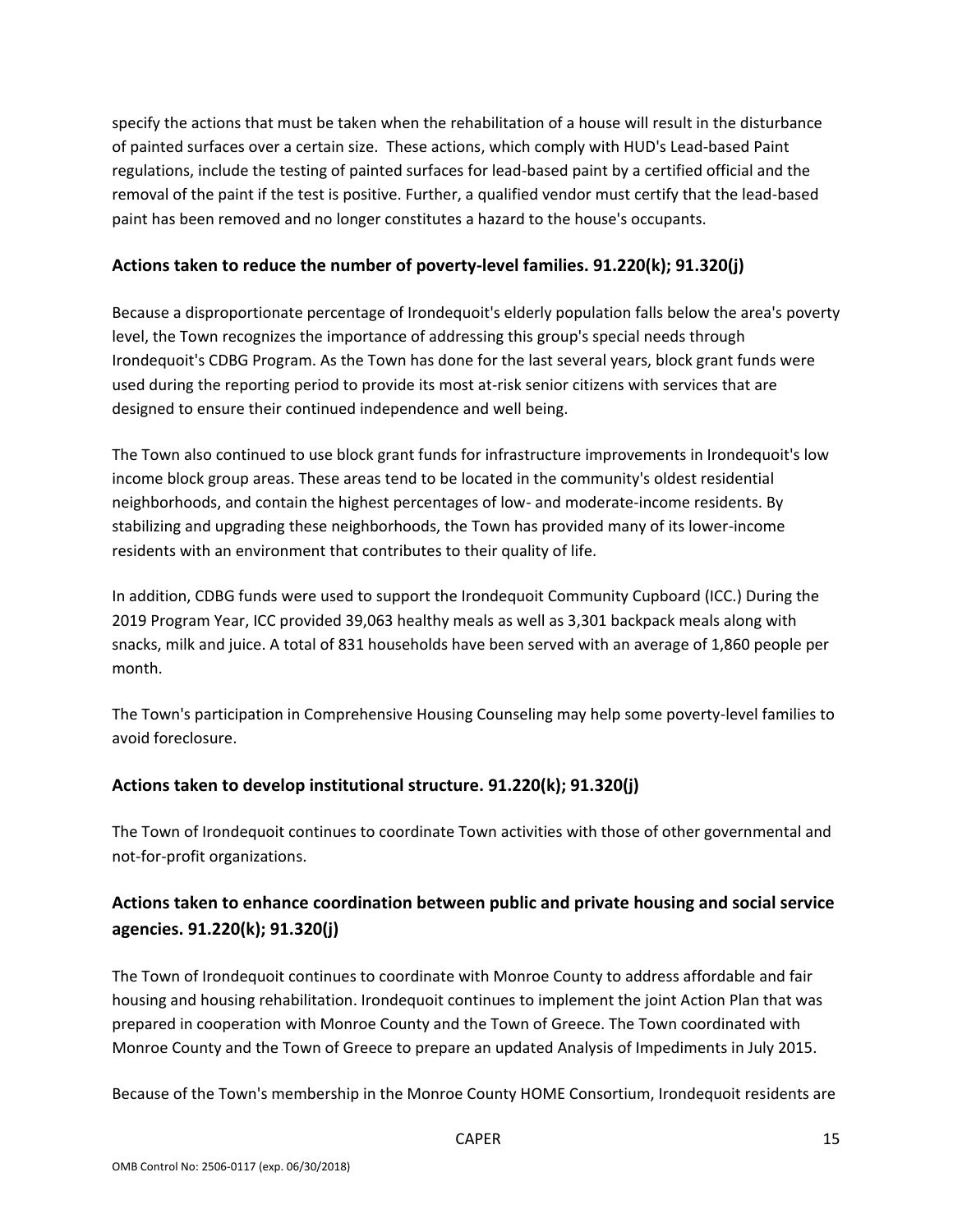specify the actions that must be taken when the rehabilitation of a house will result in the disturbance of painted surfaces over a certain size. These actions, which comply with HUD's Lead-based Paint regulations, include the testing of painted surfaces for lead-based paint by a certified official and the removal of the paint if the test is positive. Further, a qualified vendor must certify that the lead-based paint has been removed and no longer constitutes a hazard to the house's occupants.

## Actions taken to reduce the number of poverty-level families. 91.220(k); 91.320(j)

Because a disproportionate percentage of Irondequoit's elderly population falls below the area's poverty level, the Town recognizes the importance of addressing this group's special needs through Irondequoit's CDBG Program. As the Town has done for the last several years, block grant funds were used during the reporting period to provide its most at-risk senior citizens with services that are designed to ensure their continued independence and well being.

The Town also continued to use block grant funds for infrastructure improvements in Irondequoit's low income block group areas. These areas tend to be located in the community's oldest residential neighborhoods, and contain the highest percentages of low- and moderate-income residents. By stabilizing and upgrading these neighborhoods, the Town has provided many of its lower-income residents with an environment that contributes to their quality of life.

In addition, CDBG funds were used to support the Irondequoit Community Cupboard (ICC.) During the 2019 Program Year, ICC provided 39,063 healthy meals as well as 3,301 backpack meals along with snacks, milk and juice. A total of 831 households have been served with an average of 1,860 people per month.

The Town's participation in Comprehensive Housing Counseling may help some poverty-level families to avoid foreclosure.

## Actions taken to develop institutional structure. 91.220(k); 91.320(j)

The Town of Irondequoit continues to coordinate Town activities with those of other governmental and not-for-profit organizations.

## Actions taken to enhance coordination between public and private housing and social service agencies. 91.220(k); 91.320(j)

The Town of Irondequoit continues to coordinate with Monroe County to address affordable and fair housing and housing rehabilitation. Irondequoit continues to implement the joint Action Plan that was prepared in cooperation with Monroe County and the Town of Greece. The Town coordinated with Monroe County and the Town of Greece to prepare an updated Analysis of Impediments in July 2015.

Because of the Town's membership in the Monroe County HOME Consortium, Irondequoit residents are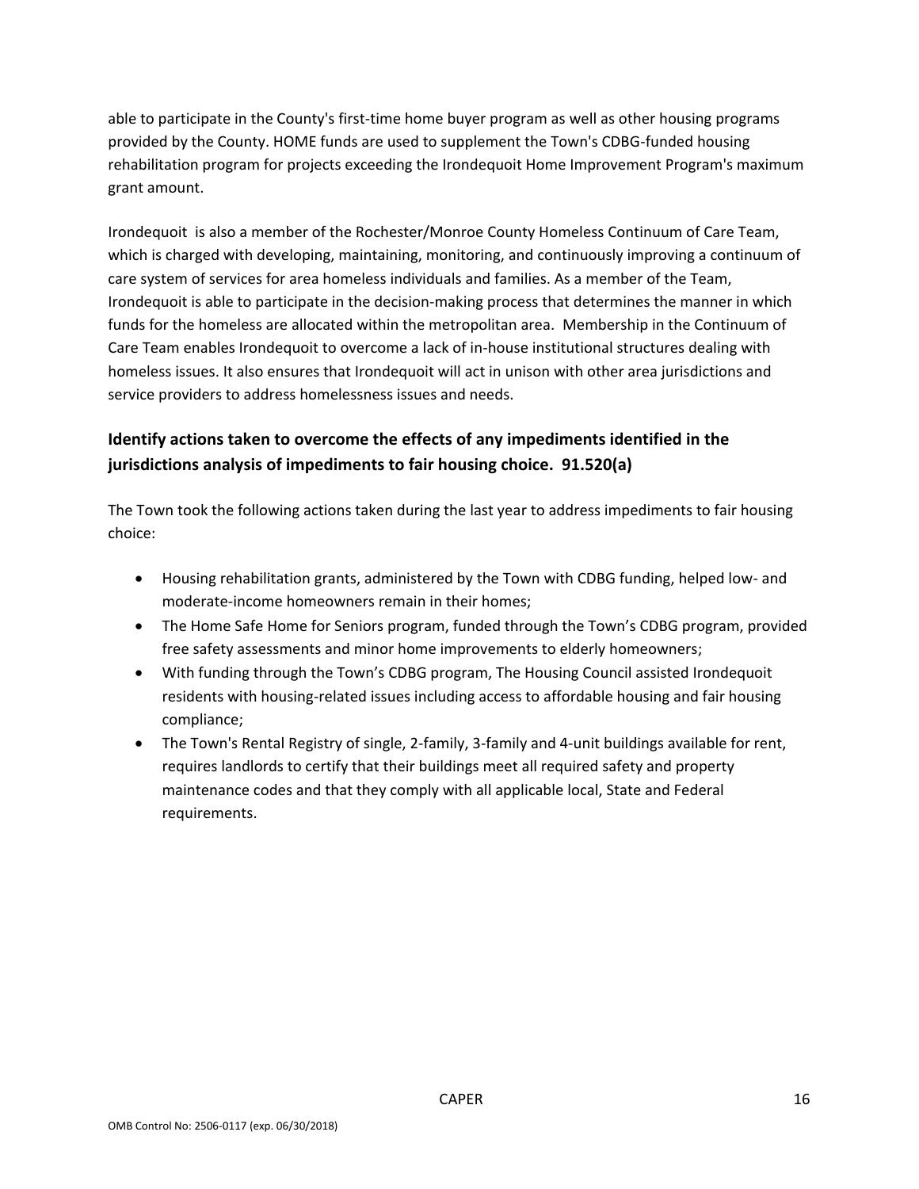able to participate in the County's first-time home buyer program as well as other housing programs provided by the County. HOME funds are used to supplement the Town's CDBG-funded housing rehabilitation program for projects exceeding the Irondequoit Home Improvement Program's maximum grant amount.

Irondequoit is also a member of the Rochester/Monroe County Homeless Continuum of Care Team, which is charged with developing, maintaining, monitoring, and continuously improving a continuum of care system of services for area homeless individuals and families. As a member of the Team, Irondequoit is able to participate in the decision-making process that determines the manner in which funds for the homeless are allocated within the metropolitan area. Membership in the Continuum of Care Team enables Irondequoit to overcome a lack of in-house institutional structures dealing with homeless issues. It also ensures that Irondequoit will act in unison with other area jurisdictions and service providers to address homelessness issues and needs.

## Identify actions taken to overcome the effects of any impediments identified in the jurisdictions analysis of impediments to fair housing choice. 91.520(a)

The Town took the following actions taken during the last year to address impediments to fair housing choice:

- Housing rehabilitation grants, administered by the Town with CDBG funding, helped low- and moderate-income homeowners remain in their homes;
- The Home Safe Home for Seniors program, funded through the Town's CDBG program, provided free safety assessments and minor home improvements to elderly homeowners;
- With funding through the Town's CDBG program, The Housing Council assisted Irondequoit residents with housing-related issues including access to affordable housing and fair housing compliance;
- The Town's Rental Registry of single, 2-family, 3-family and 4-unit buildings available for rent, requires landlords to certify that their buildings meet all required safety and property maintenance codes and that they comply with all applicable local, State and Federal requirements.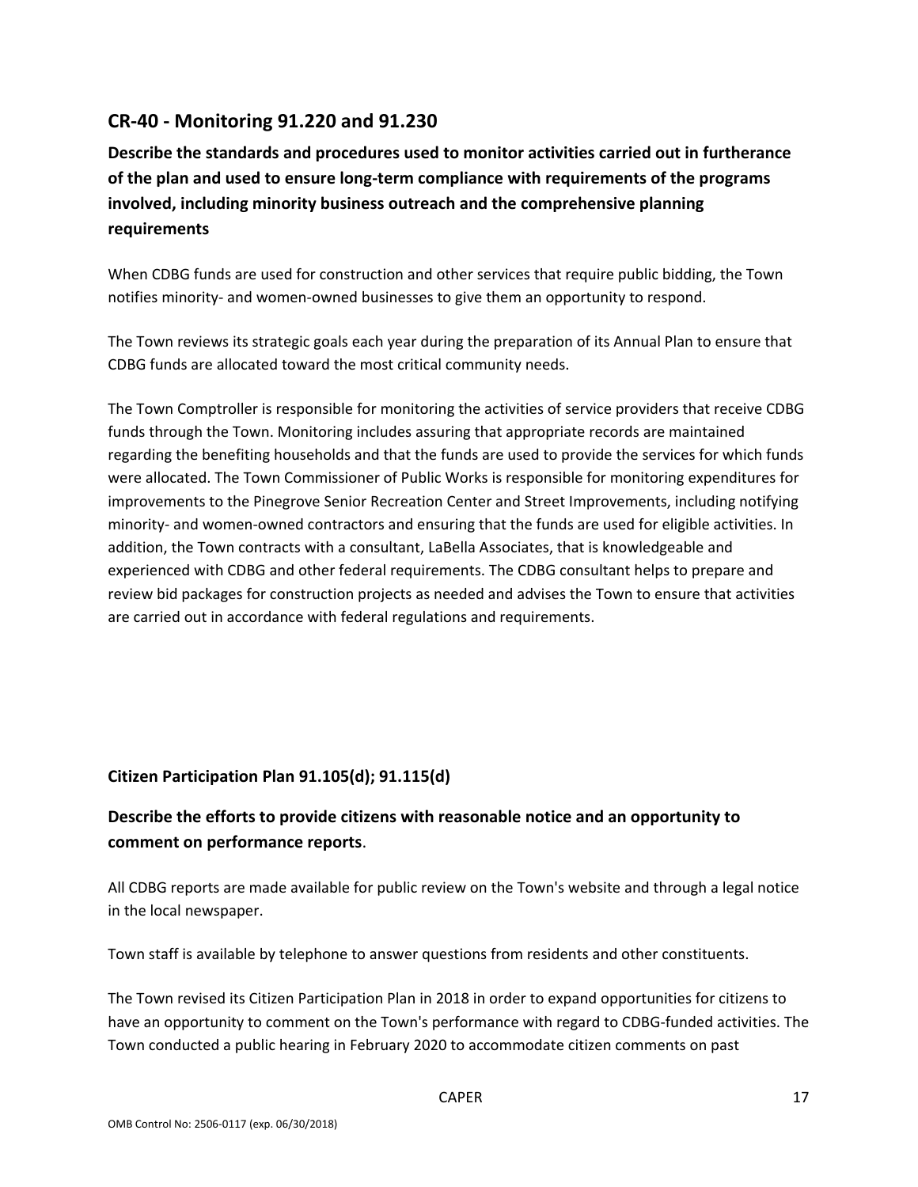## CR-40 - Monitoring 91.220 and 91.230

### Describe the standards and procedures used to monitor activities carried out in furtherance of the plan and used to ensure long-term compliance with requirements of the programs involved, including minority business outreach and the comprehensive planning requirements

When CDBG funds are used for construction and other services that require public bidding, the Town notifies minority- and women-owned businesses to give them an opportunity to respond.

The Town reviews its strategic goals each year during the preparation of its Annual Plan to ensure that CDBG funds are allocated toward the most critical community needs.

The Town Comptroller is responsible for monitoring the activities of service providers that receive CDBG funds through the Town. Monitoring includes assuring that appropriate records are maintained regarding the benefiting households and that the funds are used to provide the services for which funds were allocated. The Town Commissioner of Public Works is responsible for monitoring expenditures for improvements to the Pinegrove Senior Recreation Center and Street Improvements, including notifying minority- and women-owned contractors and ensuring that the funds are used for eligible activities. In addition, the Town contracts with a consultant, LaBella Associates, that is knowledgeable and experienced with CDBG and other federal requirements. The CDBG consultant helps to prepare and review bid packages for construction projects as needed and advises the Town to ensure that activities are carried out in accordance with federal regulations and requirements.

**Citizen Participation Plan 91.105(d); 91.115(d)**

### Describe the efforts to provide citizens with reasonable notice and an opportunity to comment on performance reports.

All CDBG reports are made available for public review on the Town's website and through a legal notice in the local newspaper.

Town staff is available by telephone to answer questions from residents and other constituents.

The Town revised its Citizen Participation Plan in 2018 in order to expand opportunities for citizens to have an opportunity to comment on the Town's performance with regard to CDBG-funded activities. The Town conducted a public hearing in February 2020 to accommodate citizen comments on past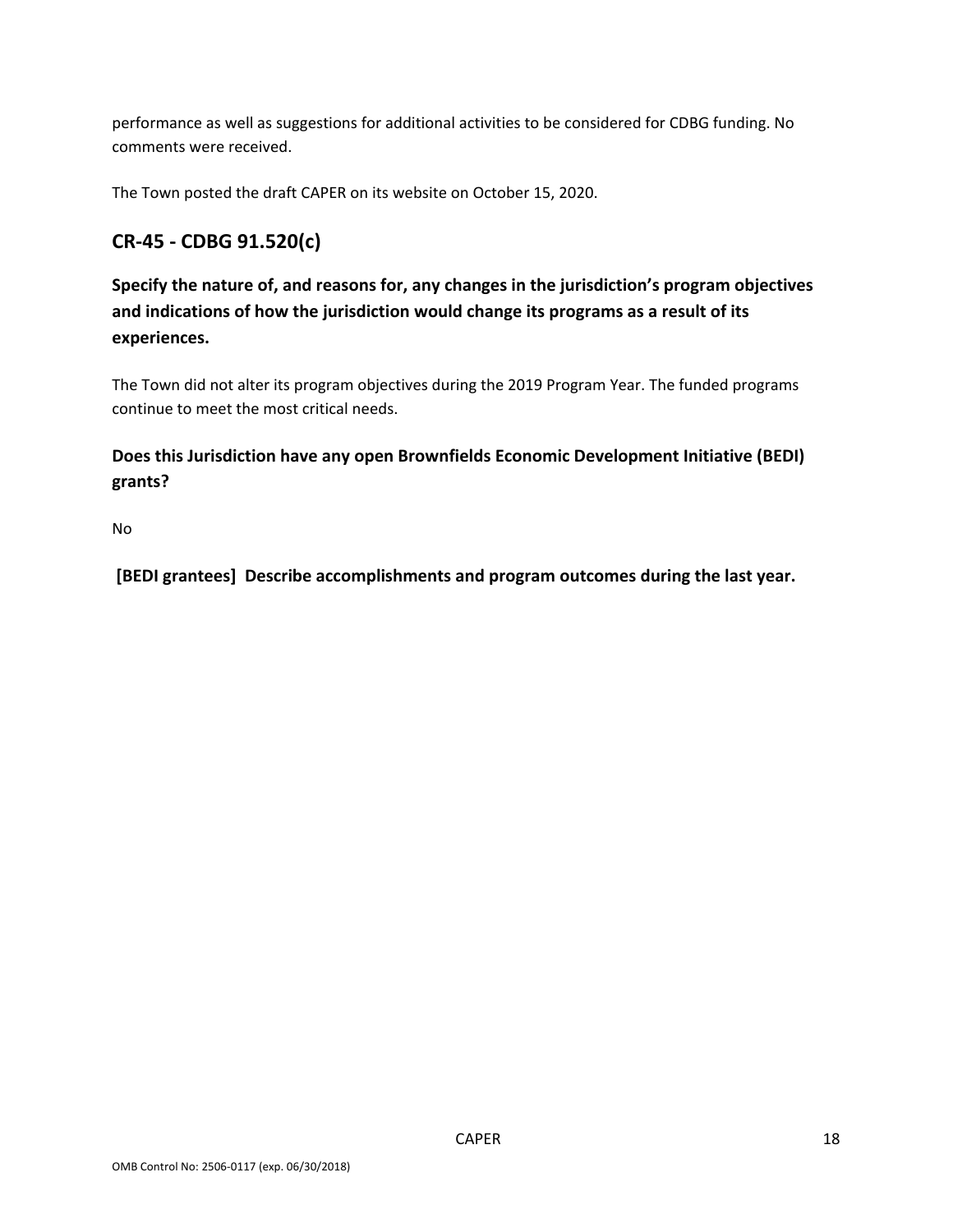performance as well as suggestions for additional activities to be considered for CDBG funding. No comments were received.

The Town posted the draft CAPER on its website on October 15, 2020.

## CR-45 - CDBG 91.520(c)

### Specify the nature of, and reasons for, any changes in the jurisdiction's program objectives and indications of how the jurisdiction would change its programs as a result of its experiences.

The Town did not alter its program objectives during the 2019 Program Year. The funded programs continue to meet the most critical needs.

### Does this Jurisdiction have any open Brownfields Economic Development Initiative (BEDI) grants?

No

### [BEDI grantees] Describe accomplishments and program outcomes during the last year.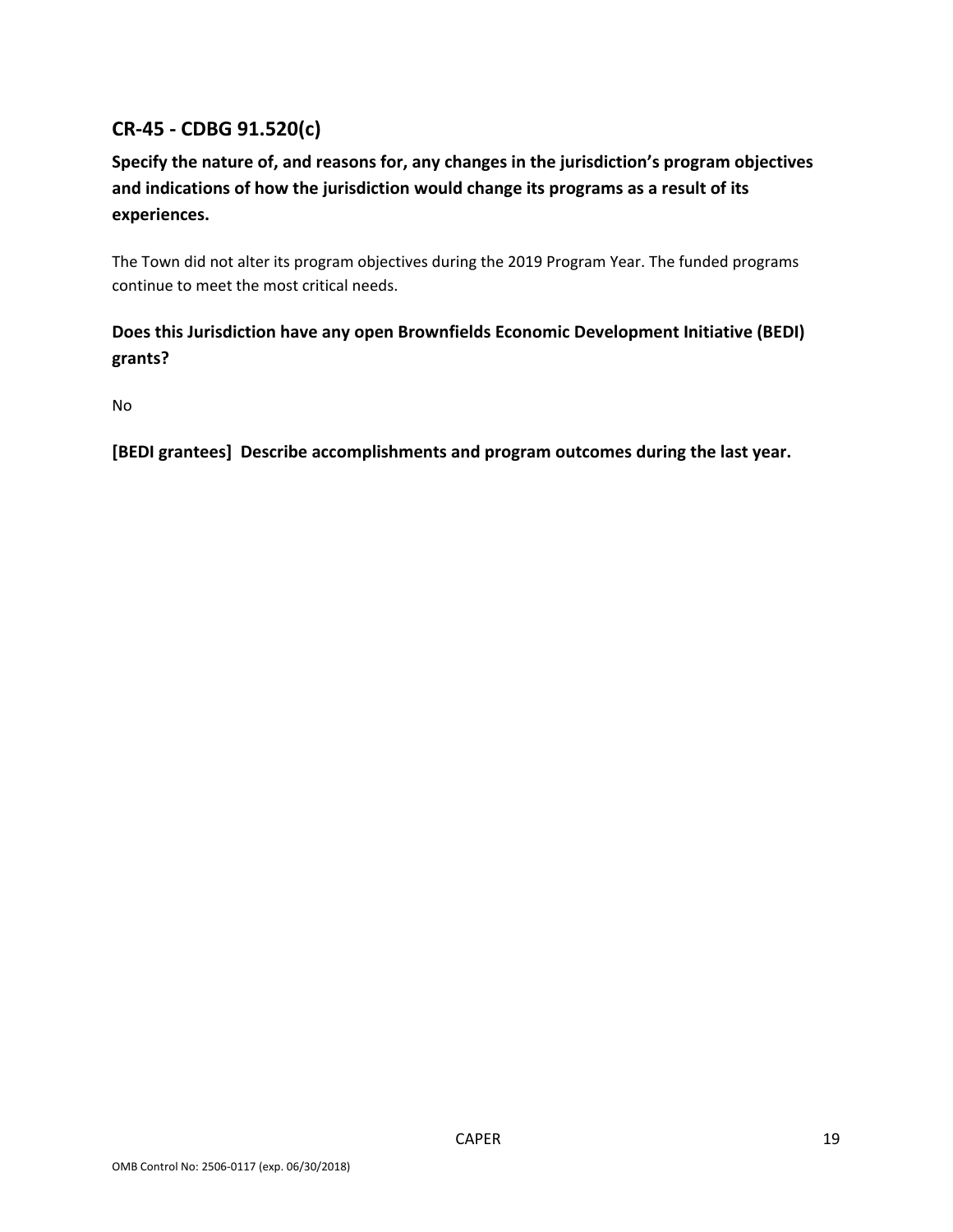## CR-45 - CDBG 91.520(c)

**Specify the nature of, and reasons for, any changes in the jurisdiction's program objectives and indications of how the jurisdiction would change its programs as a result of its experiences.**

The Town did not alter its program objectives during the 2019 Program Year. The funded programs continue to meet the most critical needs.

**Does this Jurisdiction have any open Brownfields Economic Development Initiative (BEDI) grants?**

No

**[BEDI grantees] Describe accomplishments and program outcomes during the last year.**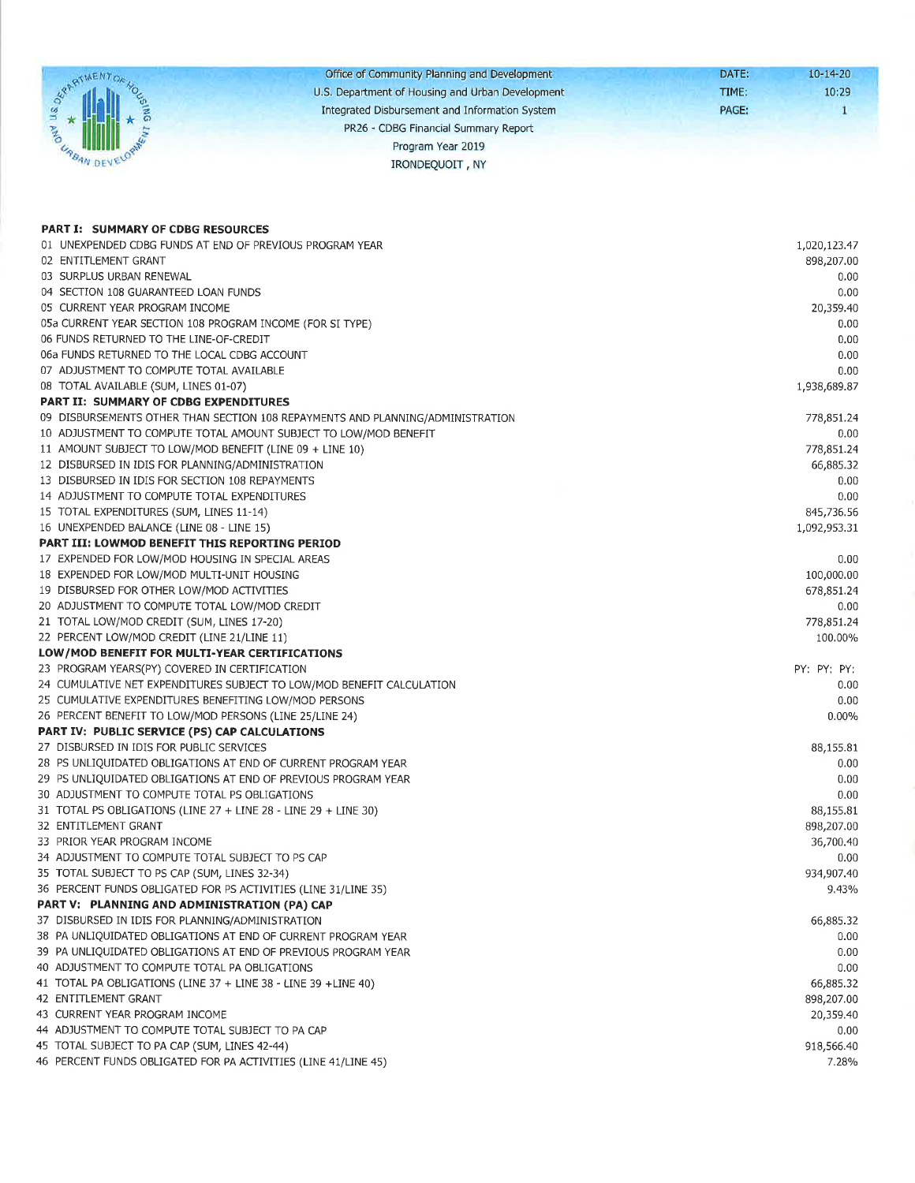Office of Community Planning and Development
U.S. Department of Housing and Urban Development
Integrated Disbursement and Information System
PR26 - CDBG Financial Summary Report
Program Year 2019
IRONDEQUOIT , NY

DATE: 10-14-20
TIME: 10:29
PAGE: 1

| | |
|---|---|
| **PART I: SUMMARY OF CDBG RESOURCES** | |
| 01 UNEXPENDED CDBG FUNDS AT END OF PREVIOUS PROGRAM YEAR | 1,020,123.47 |
| 02 ENTITLEMENT GRANT | 898,207.00 |
| 03 SURPLUS URBAN RENEWAL | 0.00 |
| 04 SECTION 108 GUARANTEED LOAN FUNDS | 0.00 |
| 05 CURRENT YEAR PROGRAM INCOME | 20,359.40 |
| 05a CURRENT YEAR SECTION 108 PROGRAM INCOME (FOR SI TYPE) | 0.00 |
| 06 FUNDS RETURNED TO THE LINE-OF-CREDIT | 0.00 |
| 06a FUNDS RETURNED TO THE LOCAL CDBG ACCOUNT | 0.00 |
| 07 ADJUSTMENT TO COMPUTE TOTAL AVAILABLE | 0.00 |
| 08 TOTAL AVAILABLE (SUM, LINES 01-07) | 1,938,689.87 |
| **PART II: SUMMARY OF CDBG EXPENDITURES** | |
| 09 DISBURSEMENTS OTHER THAN SECTION 108 REPAYMENTS AND PLANNING/ADMINISTRATION | 778,851.24 |
| 10 ADJUSTMENT TO COMPUTE TOTAL AMOUNT SUBJECT TO LOW/MOD BENEFIT | 0.00 |
| 11 AMOUNT SUBJECT TO LOW/MOD BENEFIT (LINE 09 + LINE 10) | 778,851.24 |
| 12 DISBURSED IN IDIS FOR PLANNING/ADMINISTRATION | 66,885.32 |
| 13 DISBURSED IN IDIS FOR SECTION 108 REPAYMENTS | 0.00 |
| 14 ADJUSTMENT TO COMPUTE TOTAL EXPENDITURES | 0.00 |
| 15 TOTAL EXPENDITURES (SUM, LINES 11-14) | 845,736.56 |
| 16 UNEXPENDED BALANCE (LINE 08 - LINE 15) | 1,092,953.31 |
| **PART III: LOWMOD BENEFIT THIS REPORTING PERIOD** | |
| 17 EXPENDED FOR LOW/MOD HOUSING IN SPECIAL AREAS | 0.00 |
| 18 EXPENDED FOR LOW/MOD MULTI-UNIT HOUSING | 100,000.00 |
| 19 DISBURSED FOR OTHER LOW/MOD ACTIVITIES | 678,851.24 |
| 20 ADJUSTMENT TO COMPUTE TOTAL LOW/MOD CREDIT | 0.00 |
| 21 TOTAL LOW/MOD CREDIT (SUM, LINES 17-20) | 778,851.24 |
| 22 PERCENT LOW/MOD CREDIT (LINE 21/LINE 11) | 100.00% |
| **LOW/MOD BENEFIT FOR MULTI-YEAR CERTIFICATIONS** | |
| 23 PROGRAM YEARS(PY) COVERED IN CERTIFICATION | PY: PY: PY: |
| 24 CUMULATIVE NET EXPENDITURES SUBJECT TO LOW/MOD BENEFIT CALCULATION | 0.00 |
| 25 CUMULATIVE EXPENDITURES BENEFITING LOW/MOD PERSONS | 0.00 |
| 26 PERCENT BENEFIT TO LOW/MOD PERSONS (LINE 25/LINE 24) | 0.00% |
| **PART IV: PUBLIC SERVICE (PS) CAP CALCULATIONS** | |
| 27 DISBURSED IN IDIS FOR PUBLIC SERVICES | 88,155.81 |
| 28 PS UNLIQUIDATED OBLIGATIONS AT END OF CURRENT PROGRAM YEAR | 0.00 |
| 29 PS UNLIQUIDATED OBLIGATIONS AT END OF PREVIOUS PROGRAM YEAR | 0.00 |
| 30 ADJUSTMENT TO COMPUTE TOTAL PS OBLIGATIONS | 0.00 |
| 31 TOTAL PS OBLIGATIONS (LINE 27 + LINE 28 - LINE 29 + LINE 30) | 88,155.81 |
| 32 ENTITLEMENT GRANT | 898,207.00 |
| 33 PRIOR YEAR PROGRAM INCOME | 36,700.40 |
| 34 ADJUSTMENT TO COMPUTE TOTAL SUBJECT TO PS CAP | 0.00 |
| 35 TOTAL SUBJECT TO PS CAP (SUM, LINES 32-34) | 934,907.40 |
| 36 PERCENT FUNDS OBLIGATED FOR PS ACTIVITIES (LINE 31/LINE 35) | 9.43% |
| **PART V: PLANNING AND ADMINISTRATION (PA) CAP** | |
| 37 DISBURSED IN IDIS FOR PLANNING/ADMINISTRATION | 66,885.32 |
| 38 PA UNLIQUIDATED OBLIGATIONS AT END OF CURRENT PROGRAM YEAR | 0.00 |
| 39 PA UNLIQUIDATED OBLIGATIONS AT END OF PREVIOUS PROGRAM YEAR | 0.00 |
| 40 ADJUSTMENT TO COMPUTE TOTAL PA OBLIGATIONS | 0.00 |
| 41 TOTAL PA OBLIGATIONS (LINE 37 + LINE 38 - LINE 39 +LINE 40) | 66,885.32 |
| 42 ENTITLEMENT GRANT | 898,207.00 |
| 43 CURRENT YEAR PROGRAM INCOME | 20,359.40 |
| 44 ADJUSTMENT TO COMPUTE TOTAL SUBJECT TO PA CAP | 0.00 |
| 45 TOTAL SUBJECT TO PA CAP (SUM, LINES 42-44) | 918,566.40 |
| 46 PERCENT FUNDS OBLIGATED FOR PA ACTIVITIES (LINE 41/LINE 45) | 7.28% |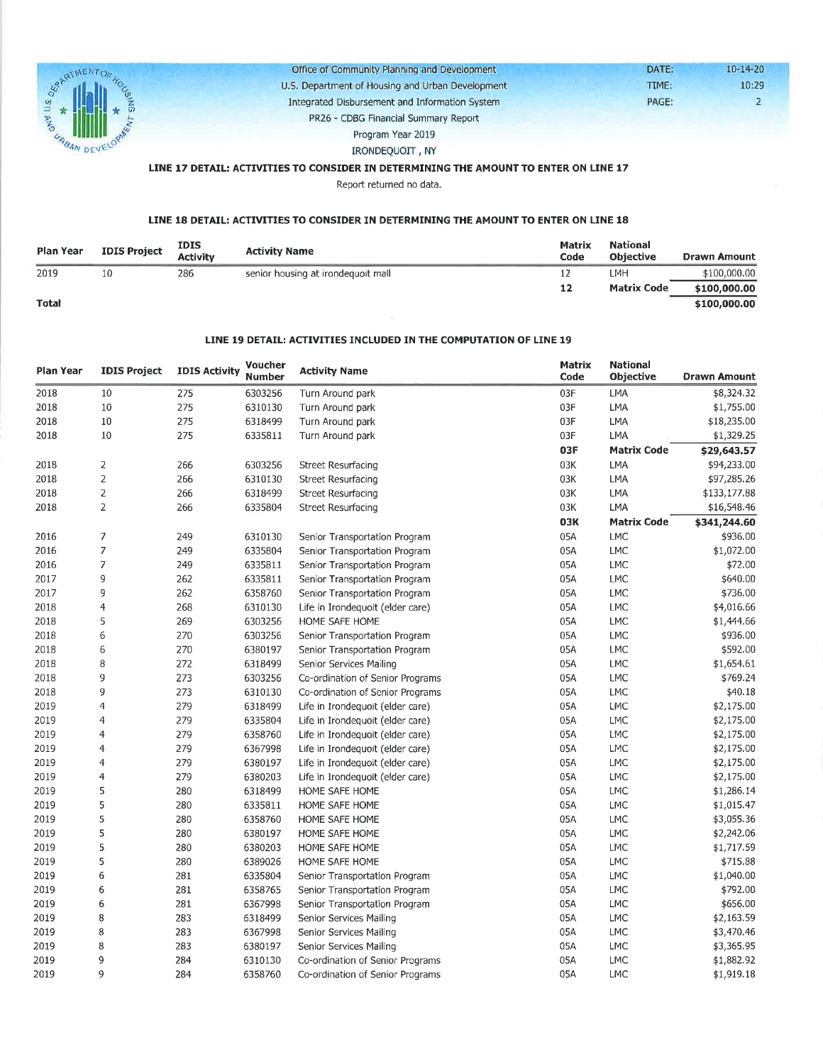Office of Community Planning and Development
U.S. Department of Housing and Urban Development
Integrated Disbursement and Information System
PR26 - CDBG Financial Summary Report
Program Year 2019
IRONDEQUOIT , NY

DATE: 10-14-20
TIME: 10:29
PAGE: 2

### LINE 17 DETAIL: ACTIVITIES TO CONSIDER IN DETERMINING THE AMOUNT TO ENTER ON LINE 17

Report returned no data.

### LINE 18 DETAIL: ACTIVITIES TO CONSIDER IN DETERMINING THE AMOUNT TO ENTER ON LINE 18

| Plan Year | IDIS Project | IDIS Activity | Activity Name | Matrix Code | National Objective | Drawn Amount |
|---|---|---|---|---|---|---|
| 2019 | 10 | 286 | senior housing at irondequoit mall | 12 | LMH | $100,000.00 |
| | | | | **12** | **Matrix Code** | **$100,000.00** |
| **Total** | | | | | | **$100,000.00** |

### LINE 19 DETAIL: ACTIVITIES INCLUDED IN THE COMPUTATION OF LINE 19

| Plan Year | IDIS Project | IDIS Activity | Voucher Number | Activity Name | Matrix Code | National Objective | Drawn Amount |
|---|---|---|---|---|---|---|---|
| 2018 | 10 | 275 | 6303256 | Turn Around park | 03F | LMA | $8,324.32 |
| 2018 | 10 | 275 | 6310130 | Turn Around park | 03F | LMA | $1,755.00 |
| 2018 | 10 | 275 | 6318499 | Turn Around park | 03F | LMA | $18,235.00 |
| 2018 | 10 | 275 | 6335811 | Turn Around park | 03F | LMA | $1,329.25 |
| | | | | | **03F** | **Matrix Code** | **$29,643.57** |
| 2018 | 2 | 266 | 6303256 | Street Resurfacing | 03K | LMA | $94,233.00 |
| 2018 | 2 | 266 | 6310130 | Street Resurfacing | 03K | LMA | $97,285.26 |
| 2018 | 2 | 266 | 6318499 | Street Resurfacing | 03K | LMA | $133,177.88 |
| 2018 | 2 | 266 | 6335804 | Street Resurfacing | 03K | LMA | $16,548.46 |
| | | | | | **03K** | **Matrix Code** | **$341,244.60** |
| 2016 | 7 | 249 | 6310130 | Senior Transportation Program | 05A | LMC | $936.00 |
| 2016 | 7 | 249 | 6335804 | Senior Transportation Program | 05A | LMC | $1,072.00 |
| 2016 | 7 | 249 | 6335811 | Senior Transportation Program | 05A | LMC | $72.00 |
| 2017 | 9 | 262 | 6335811 | Senior Transportation Program | 05A | LMC | $640.00 |
| 2017 | 9 | 262 | 6358760 | Senior Transportation Program | 05A | LMC | $736.00 |
| 2018 | 4 | 268 | 6310130 | Life in Irondequoit (elder care) | 05A | LMC | $4,016.66 |
| 2018 | 5 | 269 | 6303256 | HOME SAFE HOME | 05A | LMC | $1,444.66 |
| 2018 | 6 | 270 | 6303256 | Senior Transportation Program | 05A | LMC | $936.00 |
| 2018 | 6 | 270 | 6380197 | Senior Transportation Program | 05A | LMC | $592.00 |
| 2018 | 8 | 272 | 6318499 | Senior Services Mailing | 05A | LMC | $1,654.61 |
| 2018 | 9 | 273 | 6303256 | Co-ordination of Senior Programs | 05A | LMC | $769.24 |
| 2018 | 9 | 273 | 6310130 | Co-ordination of Senior Programs | 05A | LMC | $40.18 |
| 2019 | 4 | 279 | 6318499 | Life in Irondequoit (elder care) | 05A | LMC | $2,175.00 |
| 2019 | 4 | 279 | 6335804 | Life in Irondequoit (elder care) | 05A | LMC | $2,175.00 |
| 2019 | 4 | 279 | 6358760 | Life in Irondequoit (elder care) | 05A | LMC | $2,175.00 |
| 2019 | 4 | 279 | 6367998 | Life in Irondequoit (elder care) | 05A | LMC | $2,175.00 |
| 2019 | 4 | 279 | 6380197 | Life in Irondequoit (elder care) | 05A | LMC | $2,175.00 |
| 2019 | 4 | 279 | 6380203 | Life in Irondequoit (elder care) | 05A | LMC | $2,175.00 |
| 2019 | 5 | 280 | 6318499 | HOME SAFE HOME | 05A | LMC | $1,286.14 |
| 2019 | 5 | 280 | 6335811 | HOME SAFE HOME | 05A | LMC | $1,015.47 |
| 2019 | 5 | 280 | 6358760 | HOME SAFE HOME | 05A | LMC | $3,055.36 |
| 2019 | 5 | 280 | 6380197 | HOME SAFE HOME | 05A | LMC | $2,242.06 |
| 2019 | 5 | 280 | 6380203 | HOME SAFE HOME | 05A | LMC | $1,717.59 |
| 2019 | 5 | 280 | 6389026 | HOME SAFE HOME | 05A | LMC | $715.88 |
| 2019 | 6 | 281 | 6335804 | Senior Transportation Program | 05A | LMC | $1,040.00 |
| 2019 | 6 | 281 | 6358765 | Senior Transportation Program | 05A | LMC | $792.00 |
| 2019 | 6 | 281 | 6367998 | Senior Transportation Program | 05A | LMC | $656.00 |
| 2019 | 8 | 283 | 6318499 | Senior Services Mailing | 05A | LMC | $2,163.59 |
| 2019 | 8 | 283 | 6367998 | Senior Services Mailing | 05A | LMC | $3,470.46 |
| 2019 | 8 | 283 | 6380197 | Senior Services Mailing | 05A | LMC | $3,365.95 |
| 2019 | 9 | 284 | 6310130 | Co-ordination of Senior Programs | 05A | LMC | $1,882.92 |
| 2019 | 9 | 284 | 6358760 | Co-ordination of Senior Programs | 05A | LMC | $1,919.18 |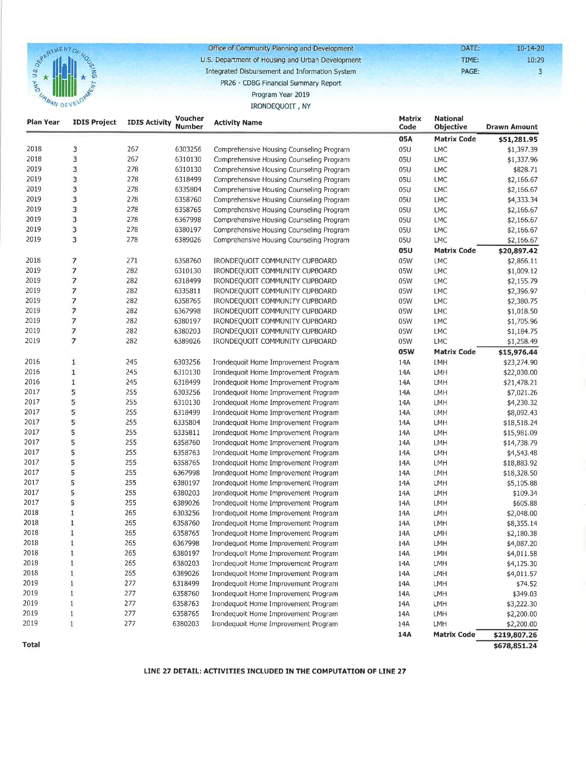Office of Community Planning and Development
U.S. Department of Housing and Urban Development
Integrated Disbursement and Information System
PR26 - CDBG Financial Summary Report
Program Year 2019
IRONDEQUOIT , NY

DATE: 10-14-20
TIME: 10:29

| Plan Year | IDIS Project | IDIS Activity | Voucher Number | Activity Name | Matrix Code | National Objective | Drawn Amount |
|---|---|---|---|---|---|---|---|
| | | | | | **05A** | **Matrix Code** | **$51,281.95** |
| 2018 | 3 | 267 | 6303256 | Comprehensive Housing Counseling Program | 05U | LMC | $1,397.39 |
| 2018 | 3 | 267 | 6310130 | Comprehensive Housing Counseling Program | 05U | LMC | $1,337.96 |
| 2019 | 3 | 278 | 6310130 | Comprehensive Housing Counseling Program | 05U | LMC | $828.71 |
| 2019 | 3 | 278 | 6318499 | Comprehensive Housing Counseling Program | 05U | LMC | $2,166.67 |
| 2019 | 3 | 278 | 6335804 | Comprehensive Housing Counseling Program | 05U | LMC | $2,166.67 |
| 2019 | 3 | 278 | 6358760 | Comprehensive Housing Counseling Program | 05U | LMC | $4,333.34 |
| 2019 | 3 | 278 | 6358765 | Comprehensive Housing Counseling Program | 05U | LMC | $2,166.67 |
| 2019 | 3 | 278 | 6367998 | Comprehensive Housing Counseling Program | 05U | LMC | $2,166.67 |
| 2019 | 3 | 278 | 6380197 | Comprehensive Housing Counseling Program | 05U | LMC | $2,166.67 |
| 2019 | 3 | 278 | 6389026 | Comprehensive Housing Counseling Program | 05U | LMC | $2,166.67 |
| | | | | | **05U** | **Matrix Code** | **$20,897.42** |
| 2018 | 7 | 271 | 6358760 | IRONDEQUOIT COMMUNITY CUPBOARD | 05W | LMC | $2,866.11 |
| 2019 | 7 | 282 | 6310130 | IRONDEQUOIT COMMUNITY CUPBOARD | 05W | LMC | $1,009.12 |
| 2019 | 7 | 282 | 6318499 | IRONDEQUOIT COMMUNITY CUPBOARD | 05W | LMC | $2,155.79 |
| 2019 | 7 | 282 | 6335811 | IRONDEQUOIT COMMUNITY CUPBOARD | 05W | LMC | $2,396.97 |
| 2019 | 7 | 282 | 6358765 | IRONDEQUOIT COMMUNITY CUPBOARD | 05W | LMC | $2,380.75 |
| 2019 | 7 | 282 | 6367998 | IRONDEQUOIT COMMUNITY CUPBOARD | 05W | LMC | $1,018.50 |
| 2019 | 7 | 282 | 6380197 | IRONDEQUOIT COMMUNITY CUPBOARD | 05W | LMC | $1,705.96 |
| 2019 | 7 | 282 | 6380203 | IRONDEQUOIT COMMUNITY CUPBOARD | 05W | LMC | $1,184.75 |
| 2019 | 7 | 282 | 6389026 | IRONDEQUOIT COMMUNITY CUPBOARD | 05W | LMC | $1,258.49 |
| | | | | | **05W** | **Matrix Code** | **$15,976.44** |
| 2016 | 1 | 245 | 6303256 | Irondequoit Home Improvement Program | 14A | LMH | $23,274.90 |
| 2016 | 1 | 245 | 6310130 | Irondequoit Home Improvement Program | 14A | LMH | $22,030.00 |
| 2016 | 1 | 245 | 6318499 | Irondequoit Home Improvement Program | 14A | LMH | $21,478.21 |
| 2017 | 5 | 255 | 6303256 | Irondequoit Home Improvement Program | 14A | LMH | $7,021.26 |
| 2017 | 5 | 255 | 6310130 | Irondequoit Home Improvement Program | 14A | LMH | $4,230.32 |
| 2017 | 5 | 255 | 6318499 | Irondequoit Home Improvement Program | 14A | LMH | $8,092.43 |
| 2017 | 5 | 255 | 6335804 | Irondequoit Home Improvement Program | 14A | LMH | $18,518.24 |
| 2017 | 5 | 255 | 6335811 | Irondequoit Home Improvement Program | 14A | LMH | $15,981.09 |
| 2017 | 5 | 255 | 6358760 | Irondequoit Home Improvement Program | 14A | LMH | $14,738.79 |
| 2017 | 5 | 255 | 6358763 | Irondequoit Home Improvement Program | 14A | LMH | $4,543.48 |
| 2017 | 5 | 255 | 6358765 | Irondequoit Home Improvement Program | 14A | LMH | $18,883.92 |
| 2017 | 5 | 255 | 6367998 | Irondequoit Home Improvement Program | 14A | LMH | $18,328.50 |
| 2017 | 5 | 255 | 6380197 | Irondequoit Home Improvement Program | 14A | LMH | $5,105.88 |
| 2017 | 5 | 255 | 6380203 | Irondequoit Home Improvement Program | 14A | LMH | $109.34 |
| 2017 | 5 | 255 | 6389026 | Irondequoit Home Improvement Program | 14A | LMH | $605.88 |
| 2018 | 1 | 265 | 6303256 | Irondequoit Home Improvement Program | 14A | LMH | $2,048.00 |
| 2018 | 1 | 265 | 6358760 | Irondequoit Home Improvement Program | 14A | LMH | $8,355.14 |
| 2018 | 1 | 265 | 6358765 | Irondequoit Home Improvement Program | 14A | LMH | $2,180.38 |
| 2018 | 1 | 265 | 6367998 | Irondequoit Home Improvement Program | 14A | LMH | $4,087.20 |
| 2018 | 1 | 265 | 6380197 | Irondequoit Home Improvement Program | 14A | LMH | $4,011.58 |
| 2018 | 1 | 265 | 6380203 | Irondequoit Home Improvement Program | 14A | LMH | $4,125.30 |
| 2018 | 1 | 265 | 6389026 | Irondequoit Home Improvement Program | 14A | LMH | $4,011.57 |
| 2019 | 1 | 277 | 6318499 | Irondequoit Home Improvement Program | 14A | LMH | $74.52 |
| 2019 | 1 | 277 | 6358760 | Irondequoit Home Improvement Program | 14A | LMH | $349.03 |
| 2019 | 1 | 277 | 6358763 | Irondequoit Home Improvement Program | 14A | LMH | $3,222.30 |
| 2019 | 1 | 277 | 6358765 | Irondequoit Home Improvement Program | 14A | LMH | $2,200.00 |
| 2019 | 1 | 277 | 6380203 | Irondequoit Home Improvement Program | 14A | LMH | $2,200.00 |
| | | | | | **14A** | **Matrix Code** | **$219,807.26** |
| **Total** | | | | | | | **$678,851.24** |

**LINE 27 DETAIL: ACTIVITIES INCLUDED IN THE COMPUTATION OF LINE 27**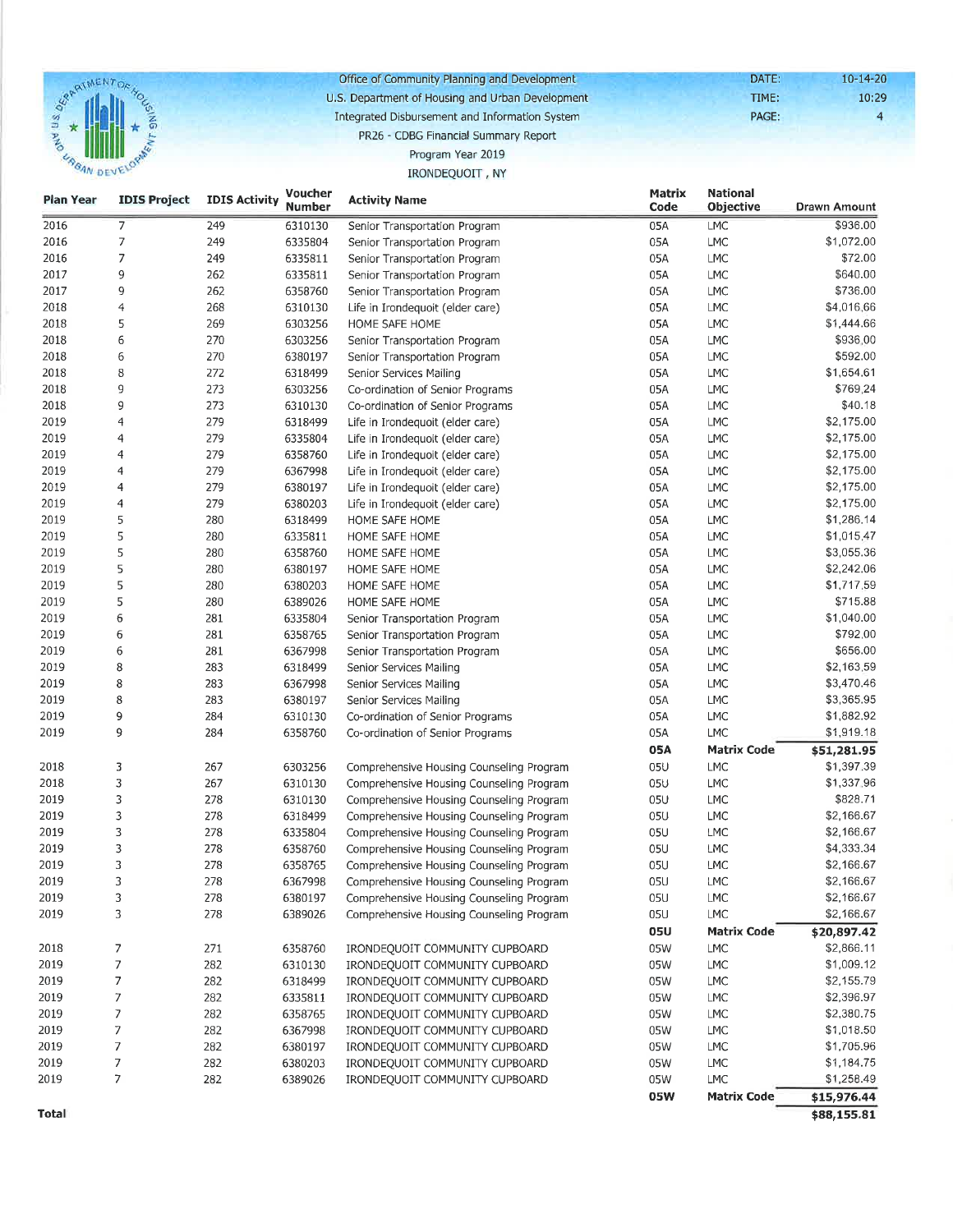Office of Community Planning and Development
U.S. Department of Housing and Urban Development
Integrated Disbursement and Information System
PR26 - CDBG Financial Summary Report
Program Year 2019
IRONDEQUOIT , NY

DATE: 10-14-20
TIME: 10:29

| Plan Year | IDIS Project | IDIS Activity | Voucher Number | Activity Name | Matrix Code | National Objective | Drawn Amount |
|---|---|---|---|---|---|---|---|
| 2016 | 7 | 249 | 6310130 | Senior Transportation Program | 05A | LMC | $936.00 |
| 2016 | 7 | 249 | 6335804 | Senior Transportation Program | 05A | LMC | $1,072.00 |
| 2016 | 7 | 249 | 6335811 | Senior Transportation Program | 05A | LMC | $72.00 |
| 2017 | 9 | 262 | 6335811 | Senior Transportation Program | 05A | LMC | $640.00 |
| 2017 | 9 | 262 | 6358760 | Senior Transportation Program | 05A | LMC | $736.00 |
| 2018 | 4 | 268 | 6310130 | Life in Irondequoit (elder care) | 05A | LMC | $4,016.66 |
| 2018 | 5 | 269 | 6303256 | HOME SAFE HOME | 05A | LMC | $1,444.66 |
| 2018 | 6 | 270 | 6303256 | Senior Transportation Program | 05A | LMC | $936.00 |
| 2018 | 6 | 270 | 6380197 | Senior Transportation Program | 05A | LMC | $592.00 |
| 2018 | 8 | 272 | 6318499 | Senior Services Mailing | 05A | LMC | $1,654.61 |
| 2018 | 9 | 273 | 6303256 | Co-ordination of Senior Programs | 05A | LMC | $769.24 |
| 2018 | 9 | 273 | 6310130 | Co-ordination of Senior Programs | 05A | LMC | $40.18 |
| 2019 | 4 | 279 | 6318499 | Life in Irondequoit (elder care) | 05A | LMC | $2,175.00 |
| 2019 | 4 | 279 | 6335804 | Life in Irondequoit (elder care) | 05A | LMC | $2,175.00 |
| 2019 | 4 | 279 | 6358760 | Life in Irondequoit (elder care) | 05A | LMC | $2,175.00 |
| 2019 | 4 | 279 | 6367998 | Life in Irondequoit (elder care) | 05A | LMC | $2,175.00 |
| 2019 | 4 | 279 | 6380197 | Life in Irondequoit (elder care) | 05A | LMC | $2,175.00 |
| 2019 | 4 | 279 | 6380203 | Life in Irondequoit (elder care) | 05A | LMC | $2,175.00 |
| 2019 | 5 | 280 | 6318499 | HOME SAFE HOME | 05A | LMC | $1,286.14 |
| 2019 | 5 | 280 | 6335811 | HOME SAFE HOME | 05A | LMC | $1,015.47 |
| 2019 | 5 | 280 | 6358760 | HOME SAFE HOME | 05A | LMC | $3,055.36 |
| 2019 | 5 | 280 | 6380197 | HOME SAFE HOME | 05A | LMC | $2,242.06 |
| 2019 | 5 | 280 | 6380203 | HOME SAFE HOME | 05A | LMC | $1,717.59 |
| 2019 | 5 | 280 | 6389026 | HOME SAFE HOME | 05A | LMC | $715.88 |
| 2019 | 6 | 281 | 6335804 | Senior Transportation Program | 05A | LMC | $1,040.00 |
| 2019 | 6 | 281 | 6358765 | Senior Transportation Program | 05A | LMC | $792.00 |
| 2019 | 6 | 281 | 6367998 | Senior Transportation Program | 05A | LMC | $656.00 |
| 2019 | 8 | 283 | 6318499 | Senior Services Mailing | 05A | LMC | $2,163.59 |
| 2019 | 8 | 283 | 6367998 | Senior Services Mailing | 05A | LMC | $3,470.46 |
| 2019 | 8 | 283 | 6380197 | Senior Services Mailing | 05A | LMC | $3,365.95 |
| 2019 | 9 | 284 | 6310130 | Co-ordination of Senior Programs | 05A | LMC | $1,882.92 |
| 2019 | 9 | 284 | 6358760 | Co-ordination of Senior Programs | 05A | LMC | $1,919.18 |
| | | | | | **05A** | **Matrix Code** | **$51,281.95** |
| 2018 | 3 | 267 | 6303256 | Comprehensive Housing Counseling Program | 05U | LMC | $1,397.39 |
| 2018 | 3 | 267 | 6310130 | Comprehensive Housing Counseling Program | 05U | LMC | $1,337.96 |
| 2019 | 3 | 278 | 6310130 | Comprehensive Housing Counseling Program | 05U | LMC | $828.71 |
| 2019 | 3 | 278 | 6318499 | Comprehensive Housing Counseling Program | 05U | LMC | $2,166.67 |
| 2019 | 3 | 278 | 6335804 | Comprehensive Housing Counseling Program | 05U | LMC | $2,166.67 |
| 2019 | 3 | 278 | 6358760 | Comprehensive Housing Counseling Program | 05U | LMC | $4,333.34 |
| 2019 | 3 | 278 | 6358765 | Comprehensive Housing Counseling Program | 05U | LMC | $2,166.67 |
| 2019 | 3 | 278 | 6367998 | Comprehensive Housing Counseling Program | 05U | LMC | $2,166.67 |
| 2019 | 3 | 278 | 6380197 | Comprehensive Housing Counseling Program | 05U | LMC | $2,166.67 |
| 2019 | 3 | 278 | 6389026 | Comprehensive Housing Counseling Program | 05U | LMC | $2,166.67 |
| | | | | | **05U** | **Matrix Code** | **$20,897.42** |
| 2018 | 7 | 271 | 6358760 | IRONDEQUOIT COMMUNITY CUPBOARD | 05W | LMC | $2,866.11 |
| 2019 | 7 | 282 | 6310130 | IRONDEQUOIT COMMUNITY CUPBOARD | 05W | LMC | $1,009.12 |
| 2019 | 7 | 282 | 6318499 | IRONDEQUOIT COMMUNITY CUPBOARD | 05W | LMC | $2,155.79 |
| 2019 | 7 | 282 | 6335811 | IRONDEQUOIT COMMUNITY CUPBOARD | 05W | LMC | $2,396.97 |
| 2019 | 7 | 282 | 6358765 | IRONDEQUOIT COMMUNITY CUPBOARD | 05W | LMC | $2,380.75 |
| 2019 | 7 | 282 | 6367998 | IRONDEQUOIT COMMUNITY CUPBOARD | 05W | LMC | $1,018.50 |
| 2019 | 7 | 282 | 6380197 | IRONDEQUOIT COMMUNITY CUPBOARD | 05W | LMC | $1,705.96 |
| 2019 | 7 | 282 | 6380203 | IRONDEQUOIT COMMUNITY CUPBOARD | 05W | LMC | $1,184.75 |
| 2019 | 7 | 282 | 6389026 | IRONDEQUOIT COMMUNITY CUPBOARD | 05W | LMC | $1,258.49 |
| | | | | | **05W** | **Matrix Code** | **$15,976.44** |
| **Total** | | | | | | | **$88,155.81** |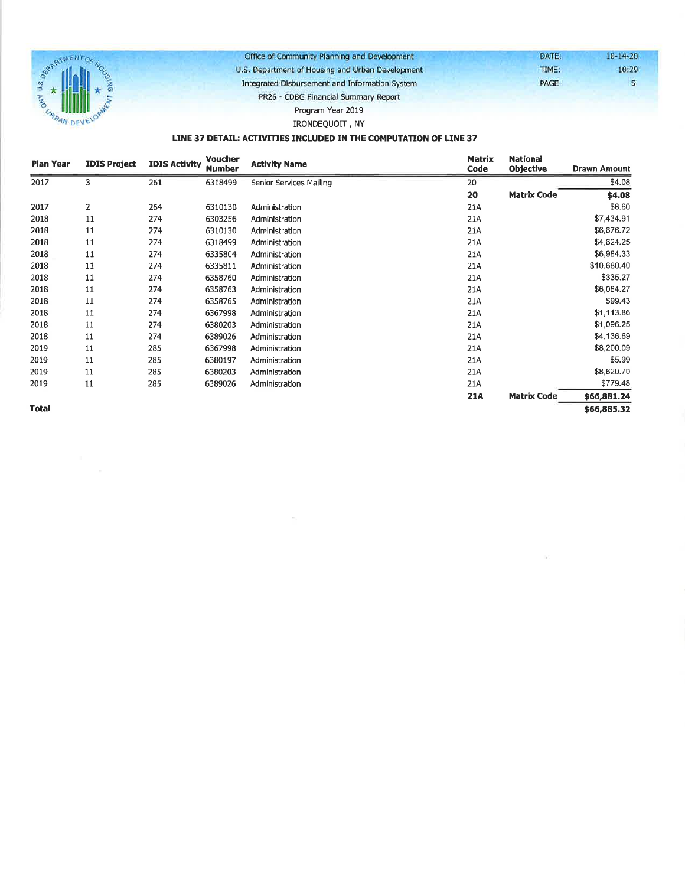Office of Community Planning and Development
U.S. Department of Housing and Urban Development
Integrated Disbursement and Information System
PR26 - CDBG Financial Summary Report
Program Year 2019
IRONDEQUOIT , NY

DATE: 10-14-20
TIME: 10:29
PAGE: 5

### LINE 37 DETAIL: ACTIVITIES INCLUDED IN THE COMPUTATION OF LINE 37

| Plan Year | IDIS Project | IDIS Activity | Voucher Number | Activity Name | Matrix Code | National Objective | Drawn Amount |
|---|---|---|---|---|---|---|---|
| 2017 | 3 | 261 | 6318499 | Senior Services Mailing | 20 | | $4.08 |
| | | | | | **20** | **Matrix Code** | **$4.08** |
| 2017 | 2 | 264 | 6310130 | Administration | 21A | | $8.60 |
| 2018 | 11 | 274 | 6303256 | Administration | 21A | | $7,434.91 |
| 2018 | 11 | 274 | 6310130 | Administration | 21A | | $6,676.72 |
| 2018 | 11 | 274 | 6318499 | Administration | 21A | | $4,624.25 |
| 2018 | 11 | 274 | 6335804 | Administration | 21A | | $6,984.33 |
| 2018 | 11 | 274 | 6335811 | Administration | 21A | | $10,680.40 |
| 2018 | 11 | 274 | 6358760 | Administration | 21A | | $335.27 |
| 2018 | 11 | 274 | 6358763 | Administration | 21A | | $6,084.27 |
| 2018 | 11 | 274 | 6358765 | Administration | 21A | | $99.43 |
| 2018 | 11 | 274 | 6367998 | Administration | 21A | | $1,113.86 |
| 2018 | 11 | 274 | 6380203 | Administration | 21A | | $1,096.25 |
| 2018 | 11 | 274 | 6389026 | Administration | 21A | | $4,136.69 |
| 2019 | 11 | 285 | 6367998 | Administration | 21A | | $8,200.09 |
| 2019 | 11 | 285 | 6380197 | Administration | 21A | | $5.99 |
| 2019 | 11 | 285 | 6380203 | Administration | 21A | | $8,620.70 |
| 2019 | 11 | 285 | 6389026 | Administration | 21A | | $779.48 |
| | | | | | **21A** | **Matrix Code** | **$66,881.24** |
| **Total** | | | | | | | **$66,885.32** |